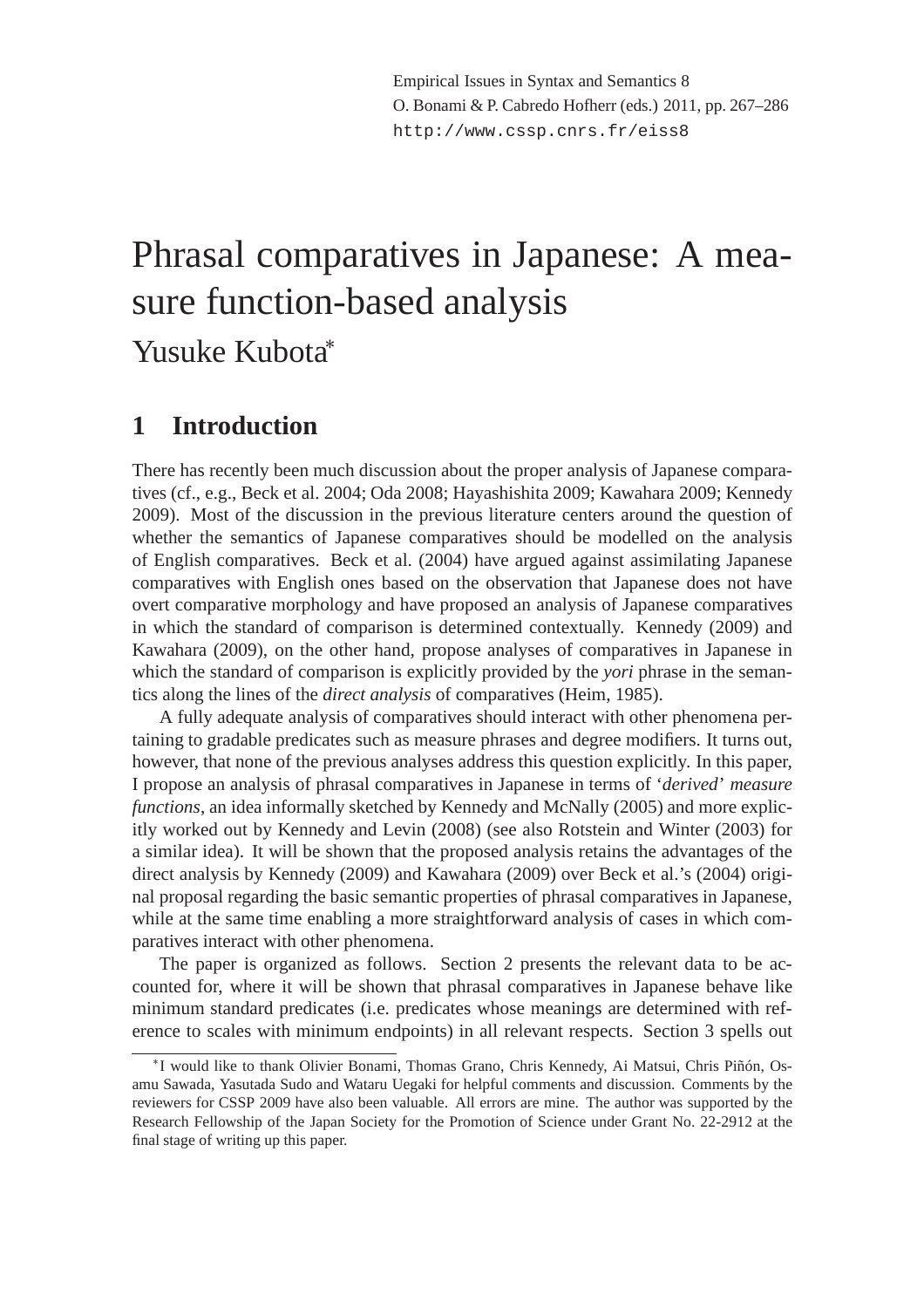# Phrasal comparatives in Japanese: A measure function-based analysis

Yusuke Kubota[*]

## 1 Introduction

There has recently been much discussion about the proper analysis of Japanese comparatives (cf., e.g., Beck et al. 2004; Oda 2008; Hayashishita 2009; Kawahara 2009; Kennedy 2009). Most of the discussion in the previous literature centers around the question of whether the semantics of Japanese comparatives should be modelled on the analysis of English comparatives. Beck et al. (2004) have argued against assimilating Japanese comparatives with English ones based on the observation that Japanese does not have overt comparative morphology and have proposed an analysis of Japanese comparatives in which the standard of comparison is determined contextually. Kennedy (2009) and Kawahara (2009), on the other hand, propose analyses of comparatives in Japanese in which the standard of comparison is explicitly provided by the *yori* phrase in the semantics along the lines of the *direct analysis* of comparatives (Heim, 1985).

A fully adequate analysis of comparatives should interact with other phenomena pertaining to gradable predicates such as measure phrases and degree modifiers. It turns out, however, that none of the previous analyses address this question explicitly. In this paper, I propose an analysis of phrasal comparatives in Japanese in terms of '*derived*' *measure functions*, an idea informally sketched by Kennedy and McNally (2005) and more explicitly worked out by Kennedy and Levin (2008) (see also Rotstein and Winter (2003) for a similar idea). It will be shown that the proposed analysis retains the advantages of the direct analysis by Kennedy (2009) and Kawahara (2009) over Beck et al.'s (2004) original proposal regarding the basic semantic properties of phrasal comparatives in Japanese, while at the same time enabling a more straightforward analysis of cases in which comparatives interact with other phenomena.

The paper is organized as follows. Section 2 presents the relevant data to be accounted for, where it will be shown that phrasal comparatives in Japanese behave like minimum standard predicates (i.e. predicates whose meanings are determined with reference to scales with minimum endpoints) in all relevant respects. Section 3 spells out

[*]I would like to thank Olivier Bonami, Thomas Grano, Chris Kennedy, Ai Matsui, Chris Piñón, Osamu Sawada, Yasutada Sudo and Wataru Uegaki for helpful comments and discussion. Comments by the reviewers for CSSP 2009 have also been valuable. All errors are mine. The author was supported by the Research Fellowship of the Japan Society for the Promotion of Science under Grant No. 22-2912 at the final stage of writing up this paper.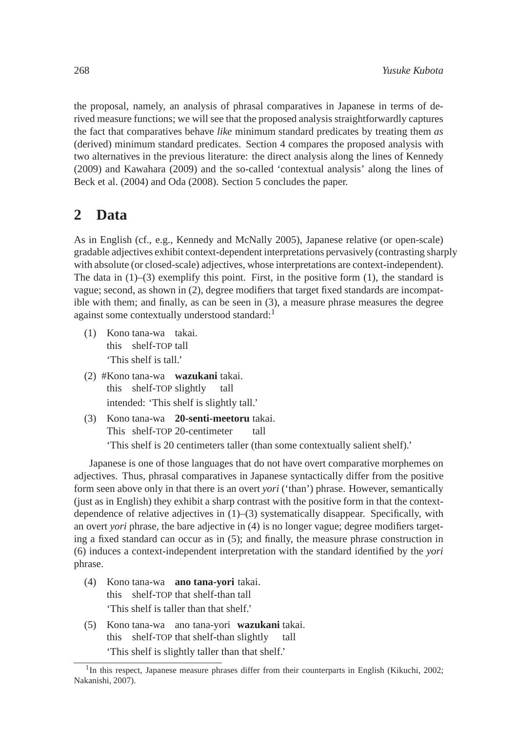the proposal, namely, an analysis of phrasal comparatives in Japanese in terms of derived measure functions; we will see that the proposed analysis straightforwardly captures the fact that comparatives behave *like* minimum standard predicates by treating them *as* (derived) minimum standard predicates. Section 4 compares the proposed analysis with two alternatives in the previous literature: the direct analysis along the lines of Kennedy (2009) and Kawahara (2009) and the so-called 'contextual analysis' along the lines of Beck et al. (2004) and Oda (2008). Section 5 concludes the paper.

## 2 Data

As in English (cf., e.g., Kennedy and McNally 2005), Japanese relative (or open-scale) gradable adjectives exhibit context-dependent interpretations pervasively (contrasting sharply with absolute (or closed-scale) adjectives, whose interpretations are context-independent). The data in (1)–(3) exemplify this point. First, in the positive form (1), the standard is vague; second, as shown in (2), degree modifiers that target fixed standards are incompatible with them; and finally, as can be seen in (3), a measure phrase measures the degree against some contextually understood standard:[1]

(1) Kono tana-wa takai.
this shelf-TOP tall
'This shelf is tall.'

(2) #Kono tana-wa **wazukani** takai.
this shelf-TOP slightly tall
intended: 'This shelf is slightly tall.'

(3) Kono tana-wa **20-senti-meetoru** takai.
This shelf-TOP 20-centimeter tall
'This shelf is 20 centimeters taller (than some contextually salient shelf).'

Japanese is one of those languages that do not have overt comparative morphemes on adjectives. Thus, phrasal comparatives in Japanese syntactically differ from the positive form seen above only in that there is an overt *yori* ('than') phrase. However, semantically (just as in English) they exhibit a sharp contrast with the positive form in that the context-dependence of relative adjectives in (1)–(3) systematically disappear. Specifically, with an overt *yori* phrase, the bare adjective in (4) is no longer vague; degree modifiers targeting a fixed standard can occur as in (5); and finally, the measure phrase construction in (6) induces a context-independent interpretation with the standard identified by the *yori* phrase.

(4) Kono tana-wa **ano tana-yori** takai.
this shelf-TOP that shelf-than tall
'This shelf is taller than that shelf.'

(5) Kono tana-wa ano tana-yori **wazukani** takai.
this shelf-TOP that shelf-than slightly tall
'This shelf is slightly taller than that shelf.'

[1] In this respect, Japanese measure phrases differ from their counterparts in English (Kikuchi, 2002; Nakanishi, 2007).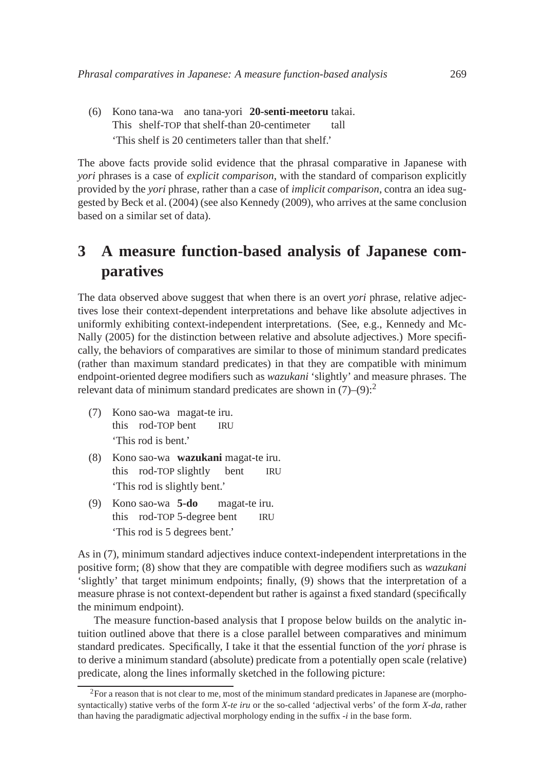(6) Kono tana-wa ano tana-yori **20-senti-meetoru** takai.
This shelf-TOP that shelf-than 20-centimeter tall
'This shelf is 20 centimeters taller than that shelf.'

The above facts provide solid evidence that the phrasal comparative in Japanese with *yori* phrases is a case of *explicit comparison*, with the standard of comparison explicitly provided by the *yori* phrase, rather than a case of *implicit comparison*, contra an idea suggested by Beck et al. (2004) (see also Kennedy (2009), who arrives at the same conclusion based on a similar set of data).

## 3 A measure function-based analysis of Japanese comparatives

The data observed above suggest that when there is an overt *yori* phrase, relative adjectives lose their context-dependent interpretations and behave like absolute adjectives in uniformly exhibiting context-independent interpretations. (See, e.g., Kennedy and McNally (2005) for the distinction between relative and absolute adjectives.) More specifically, the behaviors of comparatives are similar to those of minimum standard predicates (rather than maximum standard predicates) in that they are compatible with minimum endpoint-oriented degree modifiers such as *wazukani* 'slightly' and measure phrases. The relevant data of minimum standard predicates are shown in (7)–(9):[2]

(7) Kono sao-wa magat-te iru.
this rod-TOP bent IRU
'This rod is bent.'

(8) Kono sao-wa **wazukani** magat-te iru.
this rod-TOP slightly bent IRU
'This rod is slightly bent.'

(9) Kono sao-wa **5-do** magat-te iru.
this rod-TOP 5-degree bent IRU
'This rod is 5 degrees bent.'

As in (7), minimum standard adjectives induce context-independent interpretations in the positive form; (8) show that they are compatible with degree modifiers such as *wazukani* 'slightly' that target minimum endpoints; finally, (9) shows that the interpretation of a measure phrase is not context-dependent but rather is against a fixed standard (specifically the minimum endpoint).

The measure function-based analysis that I propose below builds on the analytic intuition outlined above that there is a close parallel between comparatives and minimum standard predicates. Specifically, I take it that the essential function of the *yori* phrase is to derive a minimum standard (absolute) predicate from a potentially open scale (relative) predicate, along the lines informally sketched in the following picture:

[2] For a reason that is not clear to me, most of the minimum standard predicates in Japanese are (morphosyntactically) stative verbs of the form *X-te iru* or the so-called 'adjectival verbs' of the form *X-da*, rather than having the paradigmatic adjectival morphology ending in the suffix *-i* in the base form.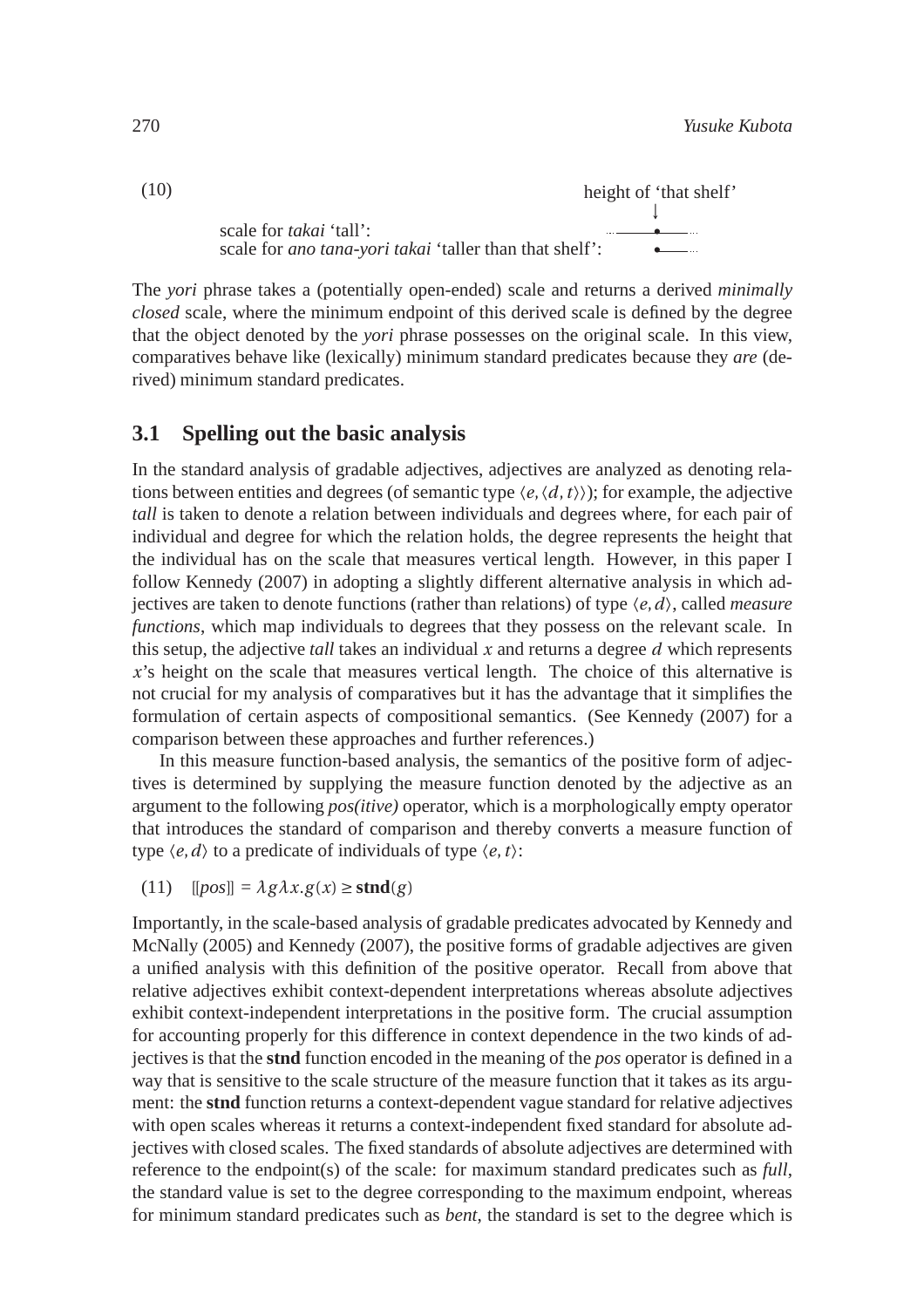(10)

height of 'that shelf'
↓

scale for *takai* 'tall': ···——•——···

scale for *ano tana-yori takai* 'taller than that shelf': •——···

The *yori* phrase takes a (potentially open-ended) scale and returns a derived *minimally closed* scale, where the minimum endpoint of this derived scale is defined by the degree that the object denoted by the *yori* phrase possesses on the original scale. In this view, comparatives behave like (lexically) minimum standard predicates because they *are* (derived) minimum standard predicates.

### 3.1 Spelling out the basic analysis

In the standard analysis of gradable adjectives, adjectives are analyzed as denoting relations between entities and degrees (of semantic type $\langle e, \langle d, t \rangle \rangle$); for example, the adjective *tall* is taken to denote a relation between individuals and degrees where, for each pair of individual and degree for which the relation holds, the degree represents the height that the individual has on the scale that measures vertical length. However, in this paper I follow Kennedy (2007) in adopting a slightly different alternative analysis in which adjectives are taken to denote functions (rather than relations) of type $\langle e, d \rangle$, called *measure functions*, which map individuals to degrees that they possess on the relevant scale. In this setup, the adjective *tall* takes an individual $x$ and returns a degree $d$ which represents $x$'s height on the scale that measures vertical length. The choice of this alternative is not crucial for my analysis of comparatives but it has the advantage that it simplifies the formulation of certain aspects of compositional semantics. (See Kennedy (2007) for a comparison between these approaches and further references.)

In this measure function-based analysis, the semantics of the positive form of adjectives is determined by supplying the measure function denoted by the adjective as an argument to the following *pos(itive)* operator, which is a morphologically empty operator that introduces the standard of comparison and thereby converts a measure function of type $\langle e, d \rangle$ to a predicate of individuals of type $\langle e, t \rangle$:

(11) $[\![pos]\!] = \lambda g \lambda x. g(x) \geq \mathbf{stnd}(g)$

Importantly, in the scale-based analysis of gradable predicates advocated by Kennedy and McNally (2005) and Kennedy (2007), the positive forms of gradable adjectives are given a unified analysis with this definition of the positive operator. Recall from above that relative adjectives exhibit context-dependent interpretations whereas absolute adjectives exhibit context-independent interpretations in the positive form. The crucial assumption for accounting properly for this difference in context dependence in the two kinds of adjectives is that the **stnd** function encoded in the meaning of the *pos* operator is defined in a way that is sensitive to the scale structure of the measure function that it takes as its argument: the **stnd** function returns a context-dependent vague standard for relative adjectives with open scales whereas it returns a context-independent fixed standard for absolute adjectives with closed scales. The fixed standards of absolute adjectives are determined with reference to the endpoint(s) of the scale: for maximum standard predicates such as *full*, the standard value is set to the degree corresponding to the maximum endpoint, whereas for minimum standard predicates such as *bent*, the standard is set to the degree which is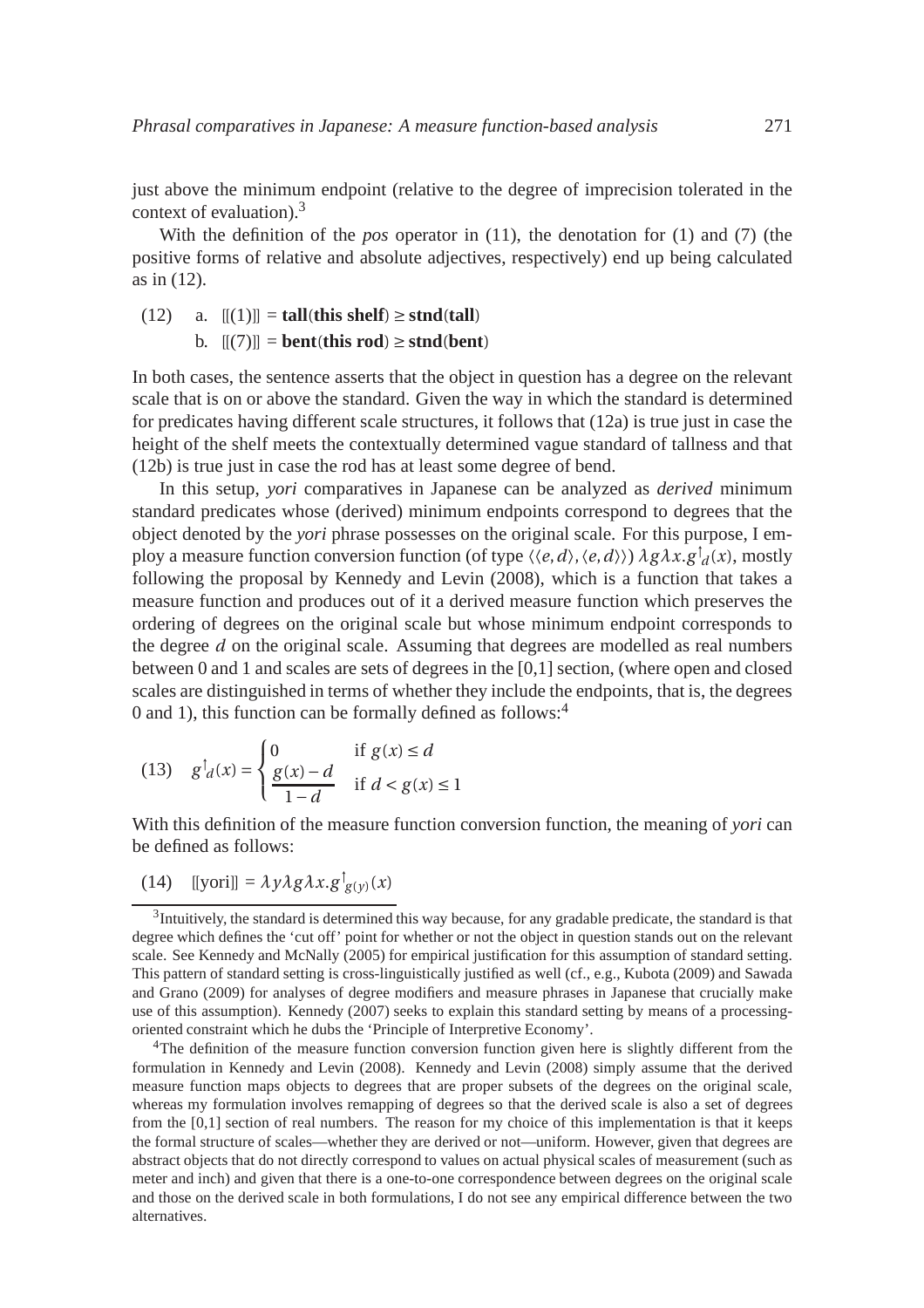just above the minimum endpoint (relative to the degree of imprecision tolerated in the context of evaluation).[3]

With the definition of the *pos* operator in (11), the denotation for (1) and (7) (the positive forms of relative and absolute adjectives, respectively) end up being calculated as in (12).

(12) a. $[\![(1)]\!] = \mathbf{tall}(\mathbf{this\ shelf}) \geq \mathbf{stnd}(\mathbf{tall})$
 b. $[\![(7)]\!] = \mathbf{bent}(\mathbf{this\ rod}) \geq \mathbf{stnd}(\mathbf{bent})$

In both cases, the sentence asserts that the object in question has a degree on the relevant scale that is on or above the standard. Given the way in which the standard is determined for predicates having different scale structures, it follows that (12a) is true just in case the height of the shelf meets the contextually determined vague standard of tallness and that (12b) is true just in case the rod has at least some degree of bend.

In this setup, *yori* comparatives in Japanese can be analyzed as *derived* minimum standard predicates whose (derived) minimum endpoints correspond to degrees that the object denoted by the *yori* phrase possesses on the original scale. For this purpose, I employ a measure function conversion function (of type $\langle\langle e,d\rangle,\langle e,d\rangle\rangle$) $\lambda g \lambda x. g^{\uparrow}{}_{d}(x)$, mostly following the proposal by Kennedy and Levin (2008), which is a function that takes a measure function and produces out of it a derived measure function which preserves the ordering of degrees on the original scale but whose minimum endpoint corresponds to the degree $d$ on the original scale. Assuming that degrees are modelled as real numbers between 0 and 1 and scales are sets of degrees in the [0,1] section, (where open and closed scales are distinguished in terms of whether they include the endpoints, that is, the degrees 0 and 1), this function can be formally defined as follows:[4]

$$(13) \quad g^{\uparrow}{}_{d}(x) = \begin{cases} 0 & \text{if } g(x) \leq d \\ \dfrac{g(x) - d}{1 - d} & \text{if } d < g(x) \leq 1 \end{cases}$$

With this definition of the measure function conversion function, the meaning of *yori* can be defined as follows:

(14) $[\![\text{yori}]\!] = \lambda y \lambda g \lambda x. g^{\uparrow}{}_{g(y)}(x)$

---

[3] Intuitively, the standard is determined this way because, for any gradable predicate, the standard is that degree which defines the 'cut off' point for whether or not the object in question stands out on the relevant scale. See Kennedy and McNally (2005) for empirical justification for this assumption of standard setting. This pattern of standard setting is cross-linguistically justified as well (cf., e.g., Kubota (2009) and Sawada and Grano (2009) for analyses of degree modifiers and measure phrases in Japanese that crucially make use of this assumption). Kennedy (2007) seeks to explain this standard setting by means of a processing-oriented constraint which he dubs the 'Principle of Interpretive Economy'.

[4] The definition of the measure function conversion function given here is slightly different from the formulation in Kennedy and Levin (2008). Kennedy and Levin (2008) simply assume that the derived measure function maps objects to degrees that are proper subsets of the degrees on the original scale, whereas my formulation involves remapping of degrees so that the derived scale is also a set of degrees from the [0,1] section of real numbers. The reason for my choice of this implementation is that it keeps the formal structure of scales—whether they are derived or not—uniform. However, given that degrees are abstract objects that do not directly correspond to values on actual physical scales of measurement (such as meter and inch) and given that there is a one-to-one correspondence between degrees on the original scale and those on the derived scale in both formulations, I do not see any empirical difference between the two alternatives.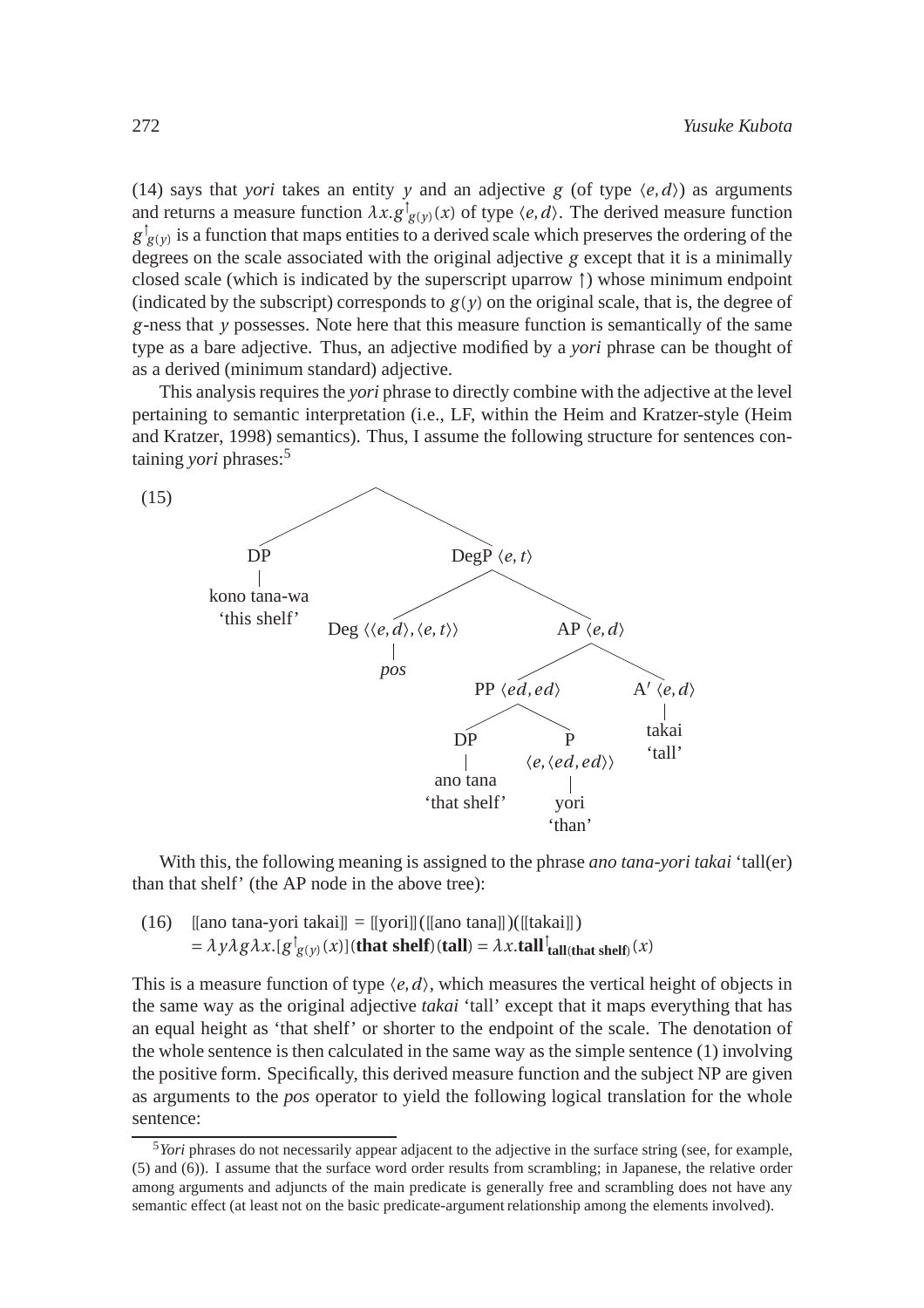(14) says that *yori* takes an entity $y$ and an adjective $g$ (of type $\langle e, d\rangle$) as arguments and returns a measure function $\lambda x.g^{\uparrow}_{g(y)}(x)$ of type $\langle e, d\rangle$. The derived measure function $g^{\uparrow}_{g(y)}$ is a function that maps entities to a derived scale which preserves the ordering of the degrees on the scale associated with the original adjective $g$ except that it is a minimally closed scale (which is indicated by the superscript uparrow ↑) whose minimum endpoint (indicated by the subscript) corresponds to $g(y)$ on the original scale, that is, the degree of $g$-ness that $y$ possesses. Note here that this measure function is semantically of the same type as a bare adjective. Thus, an adjective modified by a *yori* phrase can be thought of as a derived (minimum standard) adjective.

This analysis requires the *yori* phrase to directly combine with the adjective at the level pertaining to semantic interpretation (i.e., LF, within the Heim and Kratzer-style (Heim and Kratzer, 1998) semantics). Thus, I assume the following structure for sentences containing *yori* phrases:[5]

(15)

```
[ [DP kono tana-wa 'this shelf']
  [DegP ⟨e,t⟩
    [Deg ⟨⟨e,d⟩,⟨e,t⟩⟩ pos]
    [AP ⟨e,d⟩
      [PP ⟨ed,ed⟩
        [DP ano tana 'that shelf']
        [P ⟨e,⟨ed,ed⟩⟩ yori 'than']]
      [A′ ⟨e,d⟩ takai 'tall']]]]
```

With this, the following meaning is assigned to the phrase *ano tana-yori takai* 'tall(er) than that shelf' (the AP node in the above tree):

(16) $[\![\text{ano tana-yori takai}]\!] = [\![\text{yori}]\!]([\![\text{ano tana}]\!])([\![\text{takai}]\!])$
$= \lambda y \lambda g \lambda x.[g^{\uparrow}_{g(y)}(x)](\textbf{that shelf})(\textbf{tall}) = \lambda x.\textbf{tall}^{\uparrow}_{\textbf{tall(that shelf)}}(x)$

This is a measure function of type $\langle e, d\rangle$, which measures the vertical height of objects in the same way as the original adjective *takai* 'tall' except that it maps everything that has an equal height as 'that shelf' or shorter to the endpoint of the scale. The denotation of the whole sentence is then calculated in the same way as the simple sentence (1) involving the positive form. Specifically, this derived measure function and the subject NP are given as arguments to the *pos* operator to yield the following logical translation for the whole sentence:

[5] *Yori* phrases do not necessarily appear adjacent to the adjective in the surface string (see, for example, (5) and (6)). I assume that the surface word order results from scrambling; in Japanese, the relative order among arguments and adjuncts of the main predicate is generally free and scrambling does not have any semantic effect (at least not on the basic predicate-argument relationship among the elements involved).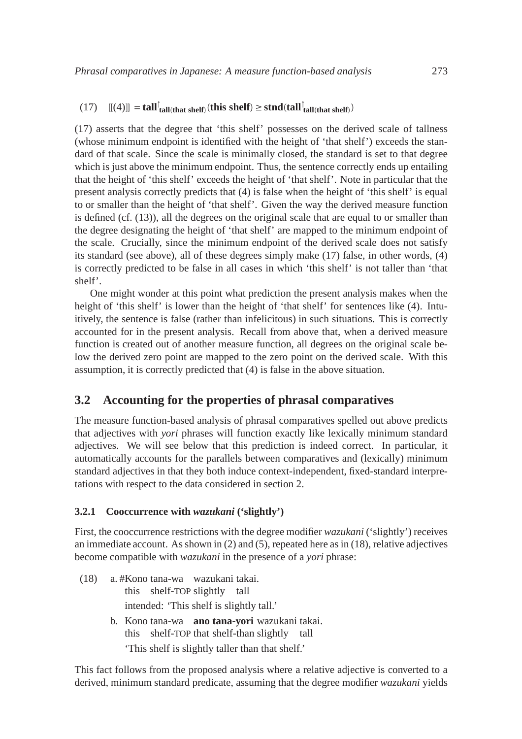(17) $[\![(4)]\!] = \textbf{tall}^{\uparrow}_{\textbf{tall(that shelf)}}(\textbf{this shelf}) \geq \textbf{stnd}(\textbf{tall}^{\uparrow}_{\textbf{tall(that shelf)}})$

(17) asserts that the degree that 'this shelf' possesses on the derived scale of tallness (whose minimum endpoint is identified with the height of 'that shelf') exceeds the standard of that scale. Since the scale is minimally closed, the standard is set to that degree which is just above the minimum endpoint. Thus, the sentence correctly ends up entailing that the height of 'this shelf' exceeds the height of 'that shelf'. Note in particular that the present analysis correctly predicts that (4) is false when the height of 'this shelf' is equal to or smaller than the height of 'that shelf'. Given the way the derived measure function is defined (cf. (13)), all the degrees on the original scale that are equal to or smaller than the degree designating the height of 'that shelf' are mapped to the minimum endpoint of the scale. Crucially, since the minimum endpoint of the derived scale does not satisfy its standard (see above), all of these degrees simply make (17) false, in other words, (4) is correctly predicted to be false in all cases in which 'this shelf' is not taller than 'that shelf'.

One might wonder at this point what prediction the present analysis makes when the height of 'this shelf' is lower than the height of 'that shelf' for sentences like (4). Intuitively, the sentence is false (rather than infelicitous) in such situations. This is correctly accounted for in the present analysis. Recall from above that, when a derived measure function is created out of another measure function, all degrees on the original scale below the derived zero point are mapped to the zero point on the derived scale. With this assumption, it is correctly predicted that (4) is false in the above situation.

## 3.2 Accounting for the properties of phrasal comparatives

The measure function-based analysis of phrasal comparatives spelled out above predicts that adjectives with *yori* phrases will function exactly like lexically minimum standard adjectives. We will see below that this prediction is indeed correct. In particular, it automatically accounts for the parallels between comparatives and (lexically) minimum standard adjectives in that they both induce context-independent, fixed-standard interpretations with respect to the data considered in section 2.

### 3.2.1 Cooccurrence with *wazukani* ('slightly')

First, the cooccurrence restrictions with the degree modifier *wazukani* ('slightly') receives an immediate account. As shown in (2) and (5), repeated here as in (18), relative adjectives become compatible with *wazukani* in the presence of a *yori* phrase:

(18) a. #Kono tana-wa wazukani takai.
this shelf-TOP slightly tall
intended: 'This shelf is slightly tall.'

b. Kono tana-wa **ano tana-yori** wazukani takai.
this shelf-TOP that shelf-than slightly tall
'This shelf is slightly taller than that shelf.'

This fact follows from the proposed analysis where a relative adjective is converted to a derived, minimum standard predicate, assuming that the degree modifier *wazukani* yields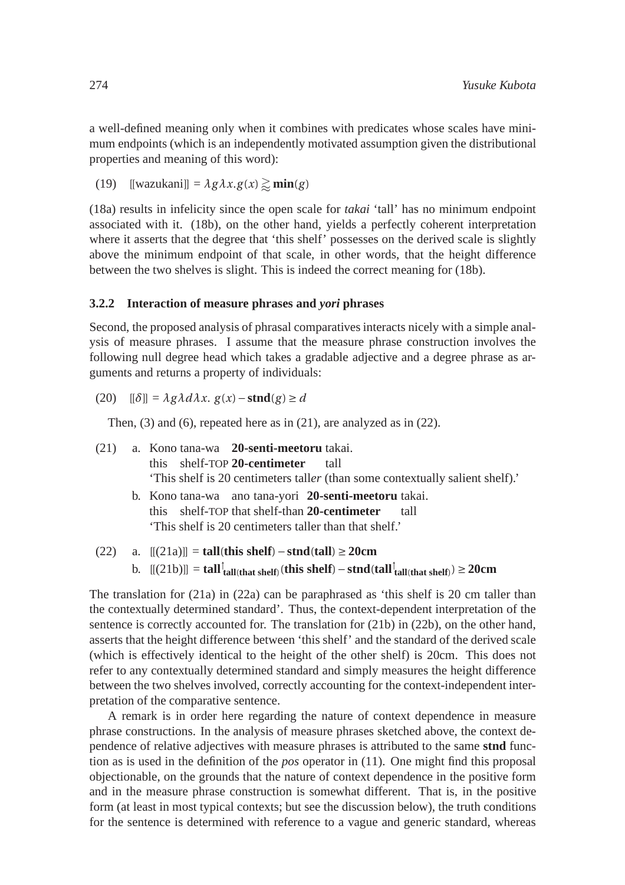a well-defined meaning only when it combines with predicates whose scales have minimum endpoints (which is an independently motivated assumption given the distributional properties and meaning of this word):

(19) $[\![\text{wazukani}]\!] = \lambda g \lambda x. g(x) \gtrapprox \mathbf{min}(g)$

(18a) results in infelicity since the open scale for *takai* 'tall' has no minimum endpoint associated with it. (18b), on the other hand, yields a perfectly coherent interpretation where it asserts that the degree that 'this shelf' possesses on the derived scale is slightly above the minimum endpoint of that scale, in other words, that the height difference between the two shelves is slight. This is indeed the correct meaning for (18b).

### 3.2.2 Interaction of measure phrases and *yori* phrases

Second, the proposed analysis of phrasal comparatives interacts nicely with a simple analysis of measure phrases. I assume that the measure phrase construction involves the following null degree head which takes a gradable adjective and a degree phrase as arguments and returns a property of individuals:

(20) $[\![\delta]\!] = \lambda g \lambda d \lambda x.\ g(x) - \mathbf{stnd}(g) \geq d$

Then, (3) and (6), repeated here as in (21), are analyzed as in (22).

(21) a. Kono tana-wa **20-senti-meetoru** takai.
this shelf-TOP **20-centimeter** tall
'This shelf is 20 centimeters tall*er* (than some contextually salient shelf).'

b. Kono tana-wa ano tana-yori **20-senti-meetoru** takai.
this shelf-TOP that shelf-than **20-centimeter** tall
'This shelf is 20 centimeters taller than that shelf.'

(22) a. $[\![(21\text{a})]\!] = \mathbf{tall}(\mathbf{this\ shelf}) - \mathbf{stnd}(\mathbf{tall}) \geq \mathbf{20cm}$

b. $[\![(21\text{b})]\!] = \mathbf{tall}^{\uparrow}_{\mathbf{tall(that\ shelf)}}(\mathbf{this\ shelf}) - \mathbf{stnd}(\mathbf{tall}^{\uparrow}_{\mathbf{tall(that\ shelf)}}) \geq \mathbf{20cm}$

The translation for (21a) in (22a) can be paraphrased as 'this shelf is 20 cm taller than the contextually determined standard'. Thus, the context-dependent interpretation of the sentence is correctly accounted for. The translation for (21b) in (22b), on the other hand, asserts that the height difference between 'this shelf' and the standard of the derived scale (which is effectively identical to the height of the other shelf) is 20cm. This does not refer to any contextually determined standard and simply measures the height difference between the two shelves involved, correctly accounting for the context-independent interpretation of the comparative sentence.

A remark is in order here regarding the nature of context dependence in measure phrase constructions. In the analysis of measure phrases sketched above, the context dependence of relative adjectives with measure phrases is attributed to the same **stnd** function as is used in the definition of the *pos* operator in (11). One might find this proposal objectionable, on the grounds that the nature of context dependence in the positive form and in the measure phrase construction is somewhat different. That is, in the positive form (at least in most typical contexts; but see the discussion below), the truth conditions for the sentence is determined with reference to a vague and generic standard, whereas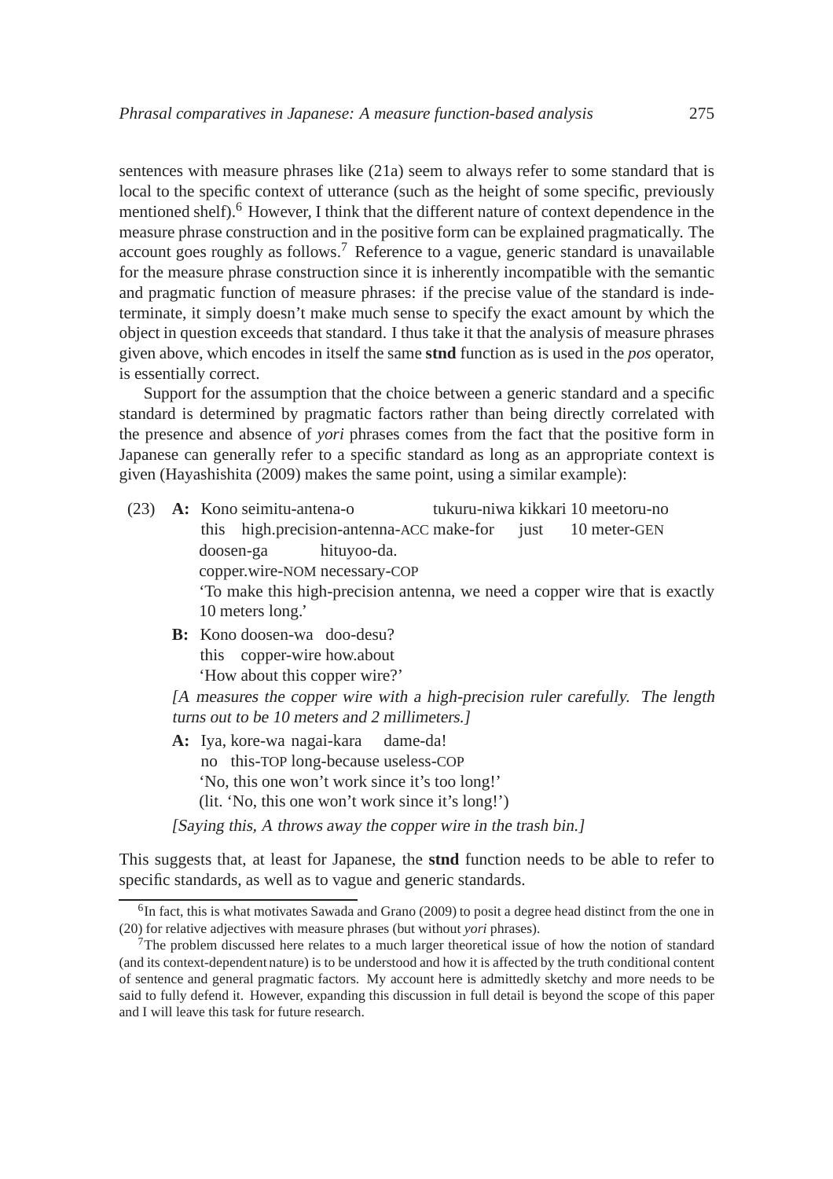sentences with measure phrases like (21a) seem to always refer to some standard that is local to the specific context of utterance (such as the height of some specific, previously mentioned shelf).[6] However, I think that the different nature of context dependence in the measure phrase construction and in the positive form can be explained pragmatically. The account goes roughly as follows.[7] Reference to a vague, generic standard is unavailable for the measure phrase construction since it is inherently incompatible with the semantic and pragmatic function of measure phrases: if the precise value of the standard is indeterminate, it simply doesn't make much sense to specify the exact amount by which the object in question exceeds that standard. I thus take it that the analysis of measure phrases given above, which encodes in itself the same **stnd** function as is used in the *pos* operator, is essentially correct.

Support for the assumption that the choice between a generic standard and a specific standard is determined by pragmatic factors rather than being directly correlated with the presence and absence of *yori* phrases comes from the fact that the positive form in Japanese can generally refer to a specific standard as long as an appropriate context is given (Hayashishita (2009) makes the same point, using a similar example):

(23) **A:** Kono seimitu-antena-o tukuru-niwa kikkari 10 meetoru-no
this high.precision-antenna-ACC make-for just 10 meter-GEN
doosen-ga hituyoo-da.
copper.wire-NOM necessary-COP
'To make this high-precision antenna, we need a copper wire that is exactly 10 meters long.'

**B:** Kono doosen-wa doo-desu?
this copper-wire how.about
'How about this copper wire?'

*[A measures the copper wire with a high-precision ruler carefully. The length turns out to be 10 meters and 2 millimeters.]*

**A:** Iya, kore-wa nagai-kara dame-da!
no this-TOP long-because useless-COP
'No, this one won't work since it's too long!'
(lit. 'No, this one won't work since it's long!')

*[Saying this, A throws away the copper wire in the trash bin.]*

This suggests that, at least for Japanese, the **stnd** function needs to be able to refer to specific standards, as well as to vague and generic standards.

---

[6] In fact, this is what motivates Sawada and Grano (2009) to posit a degree head distinct from the one in (20) for relative adjectives with measure phrases (but without *yori* phrases).

[7] The problem discussed here relates to a much larger theoretical issue of how the notion of standard (and its context-dependent nature) is to be understood and how it is affected by the truth conditional content of sentence and general pragmatic factors. My account here is admittedly sketchy and more needs to be said to fully defend it. However, expanding this discussion in full detail is beyond the scope of this paper and I will leave this task for future research.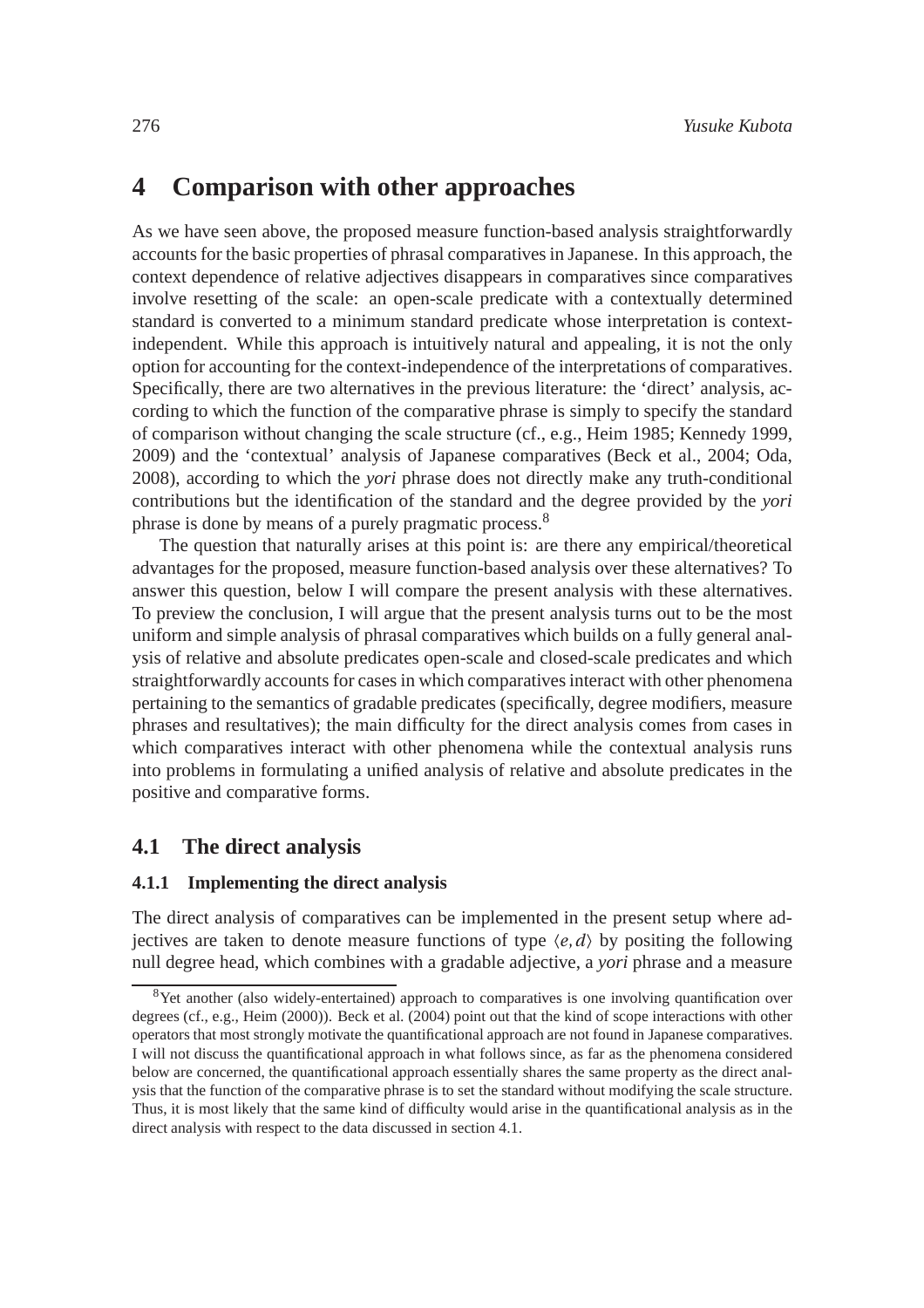# 4 Comparison with other approaches

As we have seen above, the proposed measure function-based analysis straightforwardly accounts for the basic properties of phrasal comparatives in Japanese. In this approach, the context dependence of relative adjectives disappears in comparatives since comparatives involve resetting of the scale: an open-scale predicate with a contextually determined standard is converted to a minimum standard predicate whose interpretation is context-independent. While this approach is intuitively natural and appealing, it is not the only option for accounting for the context-independence of the interpretations of comparatives. Specifically, there are two alternatives in the previous literature: the 'direct' analysis, according to which the function of the comparative phrase is simply to specify the standard of comparison without changing the scale structure (cf., e.g., Heim 1985; Kennedy 1999, 2009) and the 'contextual' analysis of Japanese comparatives (Beck et al., 2004; Oda, 2008), according to which the *yori* phrase does not directly make any truth-conditional contributions but the identification of the standard and the degree provided by the *yori* phrase is done by means of a purely pragmatic process.[8]

The question that naturally arises at this point is: are there any empirical/theoretical advantages for the proposed, measure function-based analysis over these alternatives? To answer this question, below I will compare the present analysis with these alternatives. To preview the conclusion, I will argue that the present analysis turns out to be the most uniform and simple analysis of phrasal comparatives which builds on a fully general analysis of relative and absolute predicates open-scale and closed-scale predicates and which straightforwardly accounts for cases in which comparatives interact with other phenomena pertaining to the semantics of gradable predicates (specifically, degree modifiers, measure phrases and resultatives); the main difficulty for the direct analysis comes from cases in which comparatives interact with other phenomena while the contextual analysis runs into problems in formulating a unified analysis of relative and absolute predicates in the positive and comparative forms.

## 4.1 The direct analysis

### 4.1.1 Implementing the direct analysis

The direct analysis of comparatives can be implemented in the present setup where adjectives are taken to denote measure functions of type $\langle e, d\rangle$ by positing the following null degree head, which combines with a gradable adjective, a *yori* phrase and a measure

[8] Yet another (also widely-entertained) approach to comparatives is one involving quantification over degrees (cf., e.g., Heim (2000)). Beck et al. (2004) point out that the kind of scope interactions with other operators that most strongly motivate the quantificational approach are not found in Japanese comparatives. I will not discuss the quantificational approach in what follows since, as far as the phenomena considered below are concerned, the quantificational approach essentially shares the same property as the direct analysis that the function of the comparative phrase is to set the standard without modifying the scale structure. Thus, it is most likely that the same kind of difficulty would arise in the quantificational analysis as in the direct analysis with respect to the data discussed in section 4.1.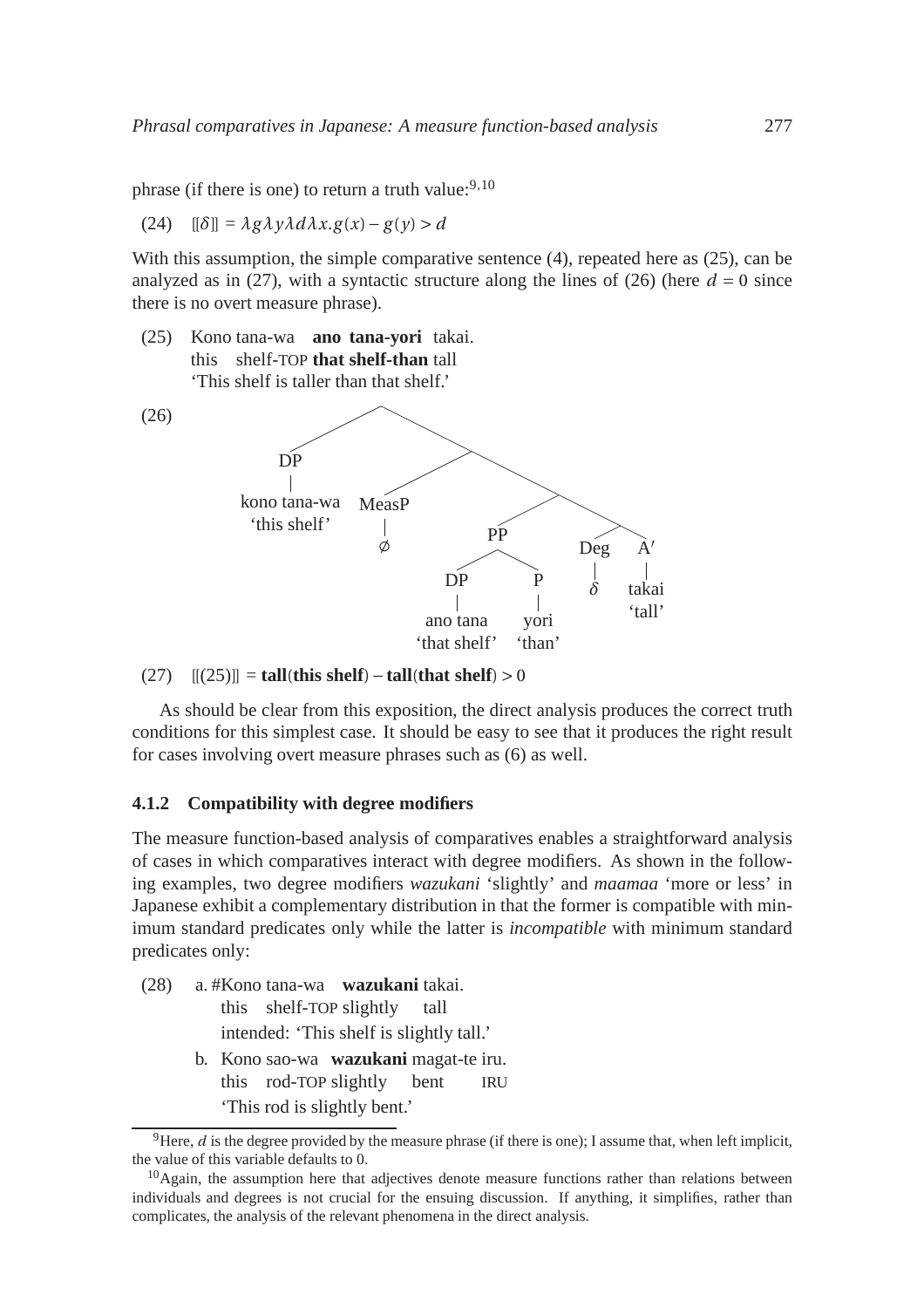phrase (if there is one) to return a truth value:[9,10]

(24) $[\![\delta]\!] = \lambda g \lambda y \lambda d \lambda x. g(x) - g(y) > d$

With this assumption, the simple comparative sentence (4), repeated here as (25), can be analyzed as in (27), with a syntactic structure along the lines of (26) (here $d = 0$ since there is no overt measure phrase).

(25) Kono tana-wa **ano tana-yori** takai.
this shelf-TOP **that shelf-than** tall
'This shelf is taller than that shelf.'

(26)

```
[ [DP kono tana-wa 'this shelf'] [ [MeasP ∅] [ [PP [DP ano tana 'that shelf'] [P yori 'than'] ] [ [Deg δ] [A′ takai 'tall'] ] ] ] ]
```

(27) $[\![(25)]\!] = \textbf{tall}(\textbf{this shelf}) - \textbf{tall}(\textbf{that shelf}) > 0$

As should be clear from this exposition, the direct analysis produces the correct truth conditions for this simplest case. It should be easy to see that it produces the right result for cases involving overt measure phrases such as (6) as well.

### 4.1.2 Compatibility with degree modifiers

The measure function-based analysis of comparatives enables a straightforward analysis of cases in which comparatives interact with degree modifiers. As shown in the following examples, two degree modifiers *wazukani* 'slightly' and *maamaa* 'more or less' in Japanese exhibit a complementary distribution in that the former is compatible with minimum standard predicates only while the latter is *incompatible* with minimum standard predicates only:

(28) a. #Kono tana-wa **wazukani** takai.
this shelf-TOP slightly tall
intended: 'This shelf is slightly tall.'

b. Kono sao-wa **wazukani** magat-te iru.
this rod-TOP slightly bent IRU
'This rod is slightly bent.'

---

[9] Here, $d$ is the degree provided by the measure phrase (if there is one); I assume that, when left implicit, the value of this variable defaults to 0.

[10] Again, the assumption here that adjectives denote measure functions rather than relations between individuals and degrees is not crucial for the ensuing discussion. If anything, it simplifies, rather than complicates, the analysis of the relevant phenomena in the direct analysis.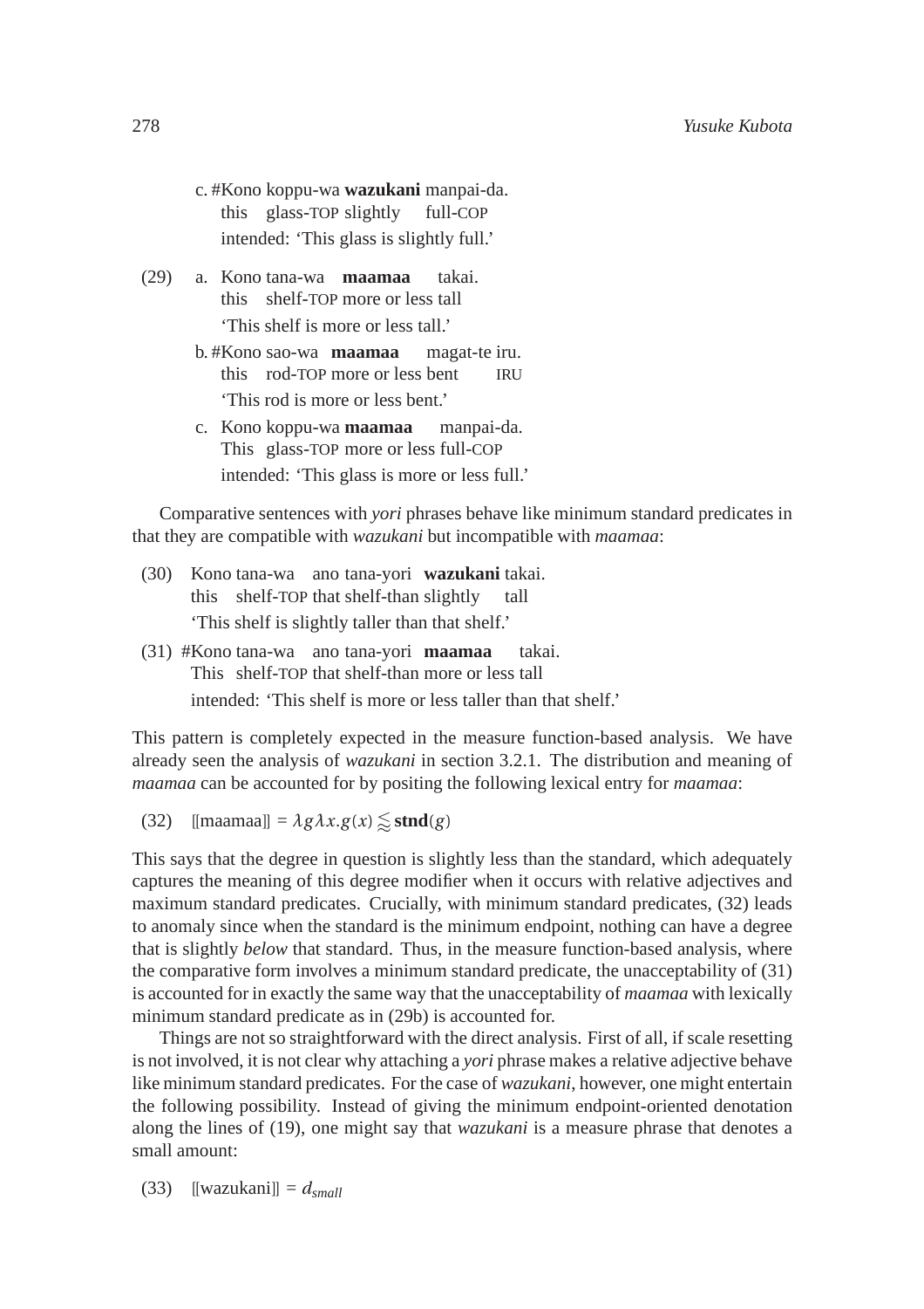c. #Kono koppu-wa **wazukani** manpai-da.
   this glass-TOP slightly full-COP
   intended: 'This glass is slightly full.'

(29) a. Kono tana-wa **maamaa** takai.
   this shelf-TOP more or less tall
   'This shelf is more or less tall.'

b. #Kono sao-wa **maamaa** magat-te iru.
   this rod-TOP more or less bent IRU
   'This rod is more or less bent.'

c. Kono koppu-wa **maamaa** manpai-da.
   This glass-TOP more or less full-COP
   intended: 'This glass is more or less full.'

Comparative sentences with *yori* phrases behave like minimum standard predicates in that they are compatible with *wazukani* but incompatible with *maamaa*:

(30) Kono tana-wa ano tana-yori **wazukani** takai.
   this shelf-TOP that shelf-than slightly tall
   'This shelf is slightly taller than that shelf.'

(31) #Kono tana-wa ano tana-yori **maamaa** takai.
   This shelf-TOP that shelf-than more or less tall
   intended: 'This shelf is more or less taller than that shelf.'

This pattern is completely expected in the measure function-based analysis. We have already seen the analysis of *wazukani* in section 3.2.1. The distribution and meaning of *maamaa* can be accounted for by positing the following lexical entry for *maamaa*:

(32) $[\![\text{maamaa}]\!] = \lambda g \lambda x. g(x) \lessapprox \textbf{stnd}(g)$

This says that the degree in question is slightly less than the standard, which adequately captures the meaning of this degree modifier when it occurs with relative adjectives and maximum standard predicates. Crucially, with minimum standard predicates, (32) leads to anomaly since when the standard is the minimum endpoint, nothing can have a degree that is slightly *below* that standard. Thus, in the measure function-based analysis, where the comparative form involves a minimum standard predicate, the unacceptability of (31) is accounted for in exactly the same way that the unacceptability of *maamaa* with lexically minimum standard predicate as in (29b) is accounted for.

Things are not so straightforward with the direct analysis. First of all, if scale resetting is not involved, it is not clear why attaching a *yori* phrase makes a relative adjective behave like minimum standard predicates. For the case of *wazukani*, however, one might entertain the following possibility. Instead of giving the minimum endpoint-oriented denotation along the lines of (19), one might say that *wazukani* is a measure phrase that denotes a small amount:

(33) $[\![\text{wazukani}]\!] = d_{small}$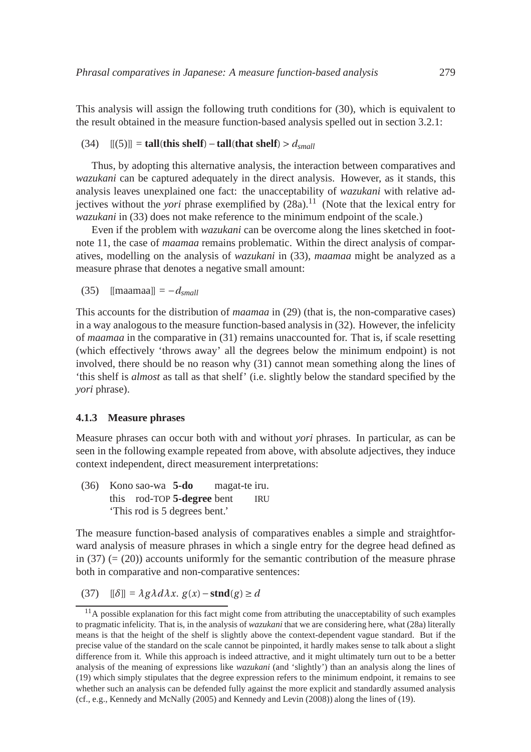This analysis will assign the following truth conditions for (30), which is equivalent to the result obtained in the measure function-based analysis spelled out in section 3.2.1:

(34) $[\![(5)]\!] = \textbf{tall}(\textbf{this shelf}) - \textbf{tall}(\textbf{that shelf}) > d_{small}$

Thus, by adopting this alternative analysis, the interaction between comparatives and *wazukani* can be captured adequately in the direct analysis. However, as it stands, this analysis leaves unexplained one fact: the unacceptability of *wazukani* with relative adjectives without the *yori* phrase exemplified by (28a).[11] (Note that the lexical entry for *wazukani* in (33) does not make reference to the minimum endpoint of the scale.)

Even if the problem with *wazukani* can be overcome along the lines sketched in footnote 11, the case of *maamaa* remains problematic. Within the direct analysis of comparatives, modelling on the analysis of *wazukani* in (33), *maamaa* might be analyzed as a measure phrase that denotes a negative small amount:

(35) $[\![\text{maamaa}]\!] = -d_{small}$

This accounts for the distribution of *maamaa* in (29) (that is, the non-comparative cases) in a way analogous to the measure function-based analysis in (32). However, the infelicity of *maamaa* in the comparative in (31) remains unaccounted for. That is, if scale resetting (which effectively 'throws away' all the degrees below the minimum endpoint) is not involved, there should be no reason why (31) cannot mean something along the lines of 'this shelf is *almost* as tall as that shelf' (i.e. slightly below the standard specified by the *yori* phrase).

### 4.1.3 Measure phrases

Measure phrases can occur both with and without *yori* phrases. In particular, as can be seen in the following example repeated from above, with absolute adjectives, they induce context independent, direct measurement interpretations:

(36) Kono sao-wa **5-do** magat-te iru.
this rod-TOP **5-degree** bent IRU
'This rod is 5 degrees bent.'

The measure function-based analysis of comparatives enables a simple and straightforward analysis of measure phrases in which a single entry for the degree head defined as in (37) (= (20)) accounts uniformly for the semantic contribution of the measure phrase both in comparative and non-comparative sentences:

(37) $[\![\delta]\!] = \lambda g \lambda d \lambda x.\ g(x) - \textbf{stnd}(g) \geq d$

[11] A possible explanation for this fact might come from attributing the unacceptability of such examples to pragmatic infelicity. That is, in the analysis of *wazukani* that we are considering here, what (28a) literally means is that the height of the shelf is slightly above the context-dependent vague standard. But if the precise value of the standard on the scale cannot be pinpointed, it hardly makes sense to talk about a slight difference from it. While this approach is indeed attractive, and it might ultimately turn out to be a better analysis of the meaning of expressions like *wazukani* (and 'slightly') than an analysis along the lines of (19) which simply stipulates that the degree expression refers to the minimum endpoint, it remains to see whether such an analysis can be defended fully against the more explicit and standardly assumed analysis (cf., e.g., Kennedy and McNally (2005) and Kennedy and Levin (2008)) along the lines of (19).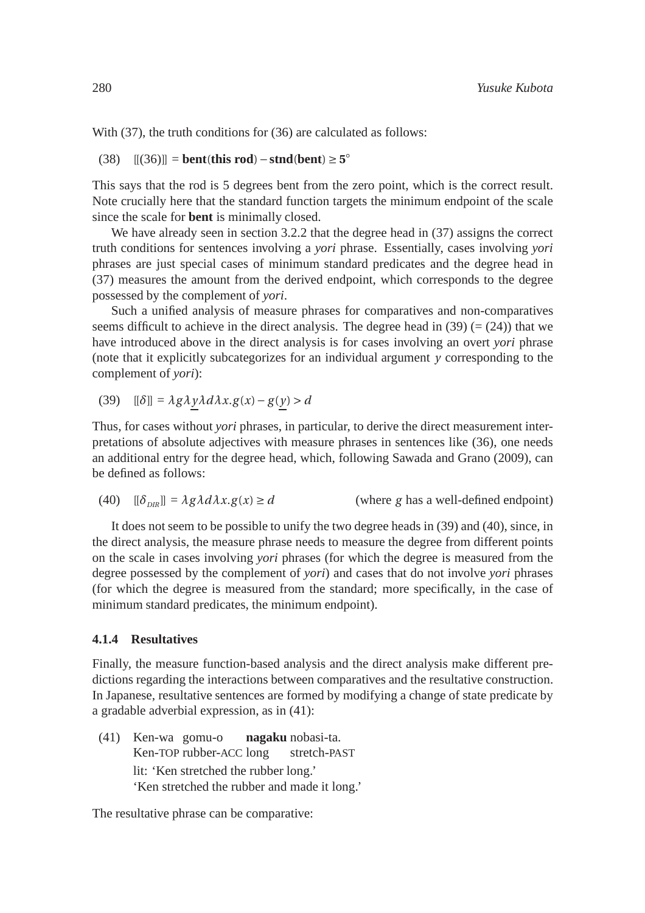With (37), the truth conditions for (36) are calculated as follows:

(38) $[\![(36)]\!] = \textbf{bent}(\textbf{this rod}) - \textbf{stnd}(\textbf{bent}) \geq \mathbf{5}^\circ$

This says that the rod is 5 degrees bent from the zero point, which is the correct result. Note crucially here that the standard function targets the minimum endpoint of the scale since the scale for **bent** is minimally closed.

We have already seen in section 3.2.2 that the degree head in (37) assigns the correct truth conditions for sentences involving a *yori* phrase. Essentially, cases involving *yori* phrases are just special cases of minimum standard predicates and the degree head in (37) measures the amount from the derived endpoint, which corresponds to the degree possessed by the complement of *yori*.

Such a unified analysis of measure phrases for comparatives and non-comparatives seems difficult to achieve in the direct analysis. The degree head in (39) (= (24)) that we have introduced above in the direct analysis is for cases involving an overt *yori* phrase (note that it explicitly subcategorizes for an individual argument $y$ corresponding to the complement of *yori*):

(39) $[\![\delta]\!] = \lambda g \lambda \underline{y} \lambda d \lambda x. g(x) - g(\underline{y}) > d$

Thus, for cases without *yori* phrases, in particular, to derive the direct measurement interpretations of absolute adjectives with measure phrases in sentences like (36), one needs an additional entry for the degree head, which, following Sawada and Grano (2009), can be defined as follows:

(40) $[\![\delta_{DIR}]\!] = \lambda g \lambda d \lambda x. g(x) \geq d$ (where $g$ has a well-defined endpoint)

It does not seem to be possible to unify the two degree heads in (39) and (40), since, in the direct analysis, the measure phrase needs to measure the degree from different points on the scale in cases involving *yori* phrases (for which the degree is measured from the degree possessed by the complement of *yori*) and cases that do not involve *yori* phrases (for which the degree is measured from the standard; more specifically, in the case of minimum standard predicates, the minimum endpoint).

### 4.1.4 Resultatives

Finally, the measure function-based analysis and the direct analysis make different predictions regarding the interactions between comparatives and the resultative construction. In Japanese, resultative sentences are formed by modifying a change of state predicate by a gradable adverbial expression, as in (41):

(41) Ken-wa gomu-o **nagaku** nobasi-ta.
Ken-TOP rubber-ACC long stretch-PAST
lit: 'Ken stretched the rubber long.'
'Ken stretched the rubber and made it long.'

The resultative phrase can be comparative: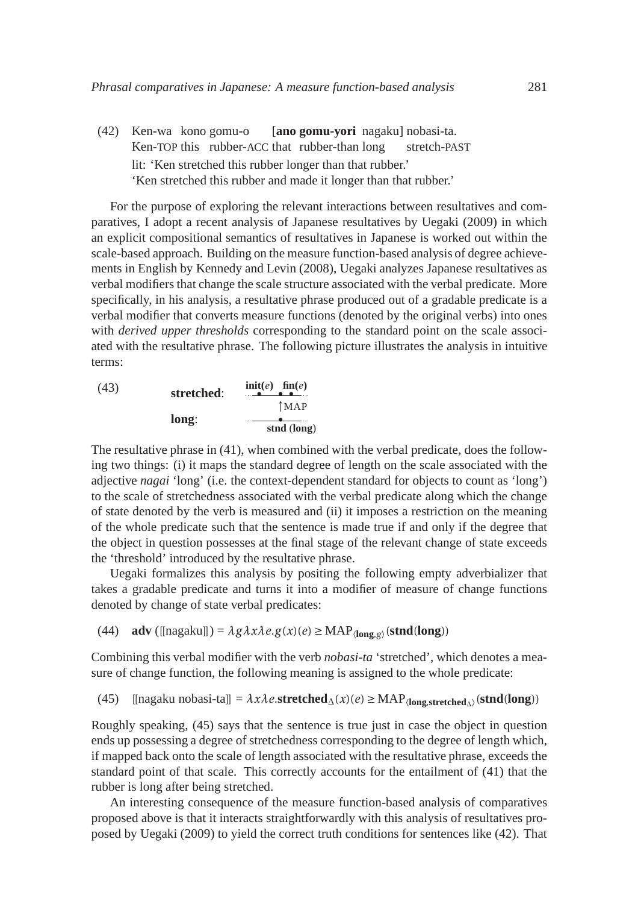(42) Ken-wa kono gomu-o [**ano gomu-yori** nagaku] nobasi-ta.
Ken-TOP this rubber-ACC that rubber-than long stretch-PAST
lit: 'Ken stretched this rubber longer than that rubber.'
'Ken stretched this rubber and made it longer than that rubber.'

For the purpose of exploring the relevant interactions between resultatives and comparatives, I adopt a recent analysis of Japanese resultatives by Uegaki (2009) in which an explicit compositional semantics of resultatives in Japanese is worked out within the scale-based approach. Building on the measure function-based analysis of degree achievements in English by Kennedy and Levin (2008), Uegaki analyzes Japanese resultatives as verbal modifiers that change the scale structure associated with the verbal predicate. More specifically, in his analysis, a resultative phrase produced out of a gradable predicate is a verbal modifier that converts measure functions (denoted by the original verbs) into ones with *derived upper thresholds* corresponding to the standard point on the scale associated with the resultative phrase. The following picture illustrates the analysis in intuitive terms:

(43)

**stretched**: **init**($e$) **fin**($e$)
↑MAP
**long**: **stnd** (**long**)

The resultative phrase in (41), when combined with the verbal predicate, does the following two things: (i) it maps the standard degree of length on the scale associated with the adjective *nagai* 'long' (i.e. the context-dependent standard for objects to count as 'long') to the scale of stretchedness associated with the verbal predicate along which the change of state denoted by the verb is measured and (ii) it imposes a restriction on the meaning of the whole predicate such that the sentence is made true if and only if the degree that the object in question possesses at the final stage of the relevant change of state exceeds the 'threshold' introduced by the resultative phrase.

Uegaki formalizes this analysis by positing the following empty adverbializer that takes a gradable predicate and turns it into a modifier of measure of change functions denoted by change of state verbal predicates:

(44) $\mathbf{adv}$ ([[nagaku]]) $= \lambda g \lambda x \lambda e. g(x)(e) \geq \mathrm{MAP}_{\langle \mathbf{long}, g \rangle}(\mathbf{stnd}(\mathbf{long}))$

Combining this verbal modifier with the verb *nobasi-ta* 'stretched', which denotes a measure of change function, the following meaning is assigned to the whole predicate:

(45) [[nagaku nobasi-ta]] $= \lambda x \lambda e. \mathbf{stretched}_{\Delta}(x)(e) \geq \mathrm{MAP}_{\langle \mathbf{long}, \mathbf{stretched}_{\Delta} \rangle}(\mathbf{stnd}(\mathbf{long}))$

Roughly speaking, (45) says that the sentence is true just in case the object in question ends up possessing a degree of stretchedness corresponding to the degree of length which, if mapped back onto the scale of length associated with the resultative phrase, exceeds the standard point of that scale. This correctly accounts for the entailment of (41) that the rubber is long after being stretched.

An interesting consequence of the measure function-based analysis of comparatives proposed above is that it interacts straightforwardly with this analysis of resultatives proposed by Uegaki (2009) to yield the correct truth conditions for sentences like (42). That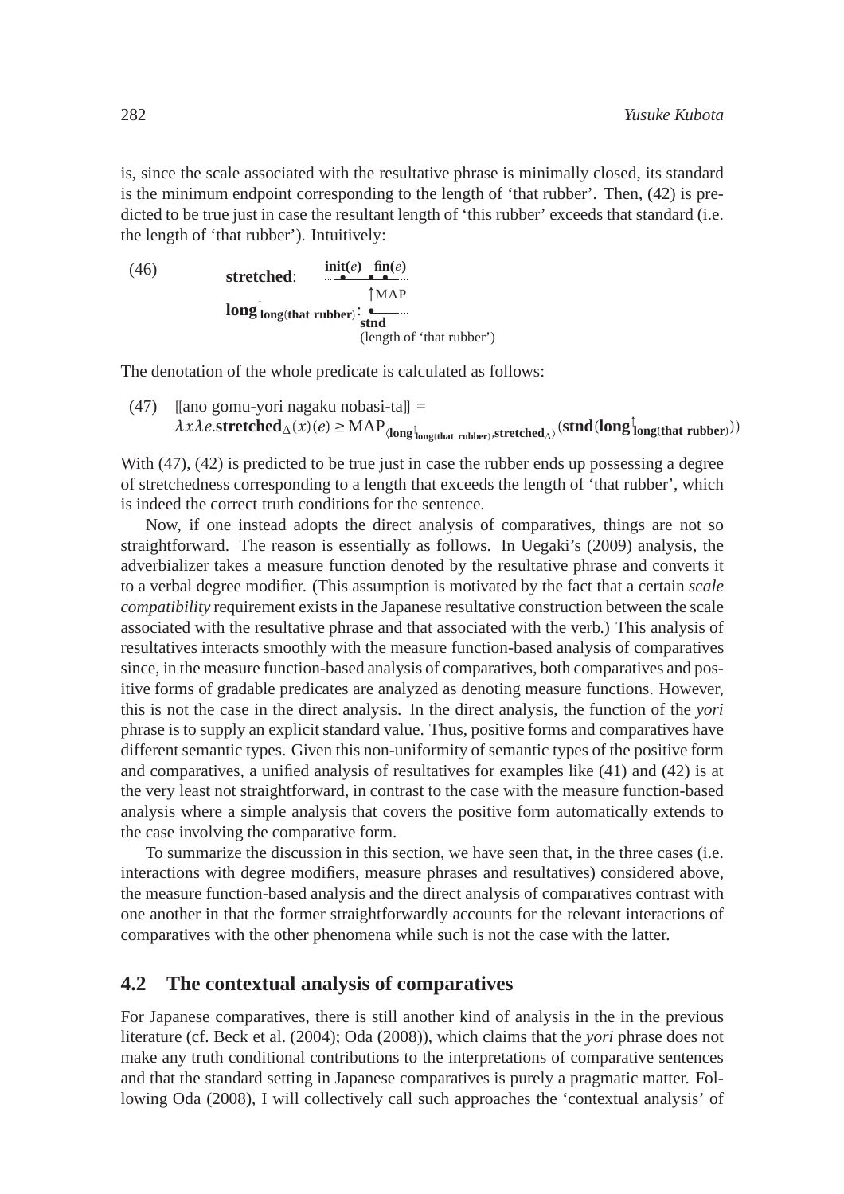is, since the scale associated with the resultative phrase is minimally closed, its standard is the minimum endpoint corresponding to the length of 'that rubber'. Then, (42) is predicted to be true just in case the resultant length of 'this rubber' exceeds that standard (i.e. the length of 'that rubber'). Intuitively:

(46)
**stretched**: **init(*e*)** **fin(*e*)**

↑MAP

$\mathbf{long}^{\uparrow}_{\mathbf{long}(\mathbf{that\ rubber})}$: **stnd**
(length of 'that rubber')

The denotation of the whole predicate is calculated as follows:

(47) [[ano gomu-yori nagaku nobasi-ta]] =
$\lambda x \lambda e.\mathbf{stretched}_{\Delta}(x)(e) \geq \mathrm{MAP}_{\langle \mathbf{long}^{\uparrow}_{\mathbf{long}(\mathbf{that\ rubber})}, \mathbf{stretched}_{\Delta} \rangle}(\mathbf{stnd}(\mathbf{long}^{\uparrow}_{\mathbf{long}(\mathbf{that\ rubber})}))$

With (47), (42) is predicted to be true just in case the rubber ends up possessing a degree of stretchedness corresponding to a length that exceeds the length of 'that rubber', which is indeed the correct truth conditions for the sentence.

Now, if one instead adopts the direct analysis of comparatives, things are not so straightforward. The reason is essentially as follows. In Uegaki's (2009) analysis, the adverbializer takes a measure function denoted by the resultative phrase and converts it to a verbal degree modifier. (This assumption is motivated by the fact that a certain *scale compatibility* requirement exists in the Japanese resultative construction between the scale associated with the resultative phrase and that associated with the verb.) This analysis of resultatives interacts smoothly with the measure function-based analysis of comparatives since, in the measure function-based analysis of comparatives, both comparatives and positive forms of gradable predicates are analyzed as denoting measure functions. However, this is not the case in the direct analysis. In the direct analysis, the function of the *yori* phrase is to supply an explicit standard value. Thus, positive forms and comparatives have different semantic types. Given this non-uniformity of semantic types of the positive form and comparatives, a unified analysis of resultatives for examples like (41) and (42) is at the very least not straightforward, in contrast to the case with the measure function-based analysis where a simple analysis that covers the positive form automatically extends to the case involving the comparative form.

To summarize the discussion in this section, we have seen that, in the three cases (i.e. interactions with degree modifiers, measure phrases and resultatives) considered above, the measure function-based analysis and the direct analysis of comparatives contrast with one another in that the former straightforwardly accounts for the relevant interactions of comparatives with the other phenomena while such is not the case with the latter.

## 4.2 The contextual analysis of comparatives

For Japanese comparatives, there is still another kind of analysis in the in the previous literature (cf. Beck et al. (2004); Oda (2008)), which claims that the *yori* phrase does not make any truth conditional contributions to the interpretations of comparative sentences and that the standard setting in Japanese comparatives is purely a pragmatic matter. Following Oda (2008), I will collectively call such approaches the 'contextual analysis' of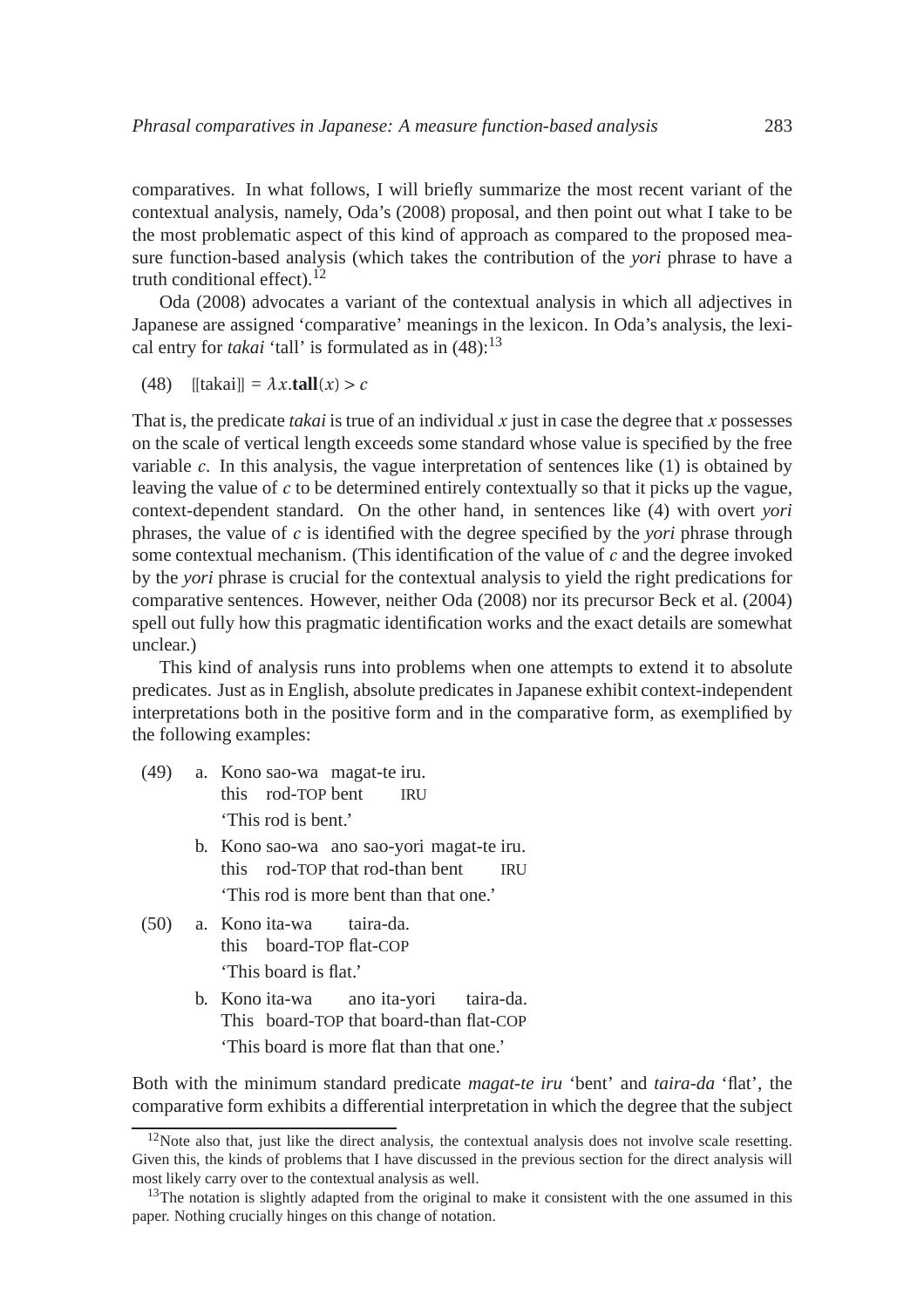comparatives. In what follows, I will briefly summarize the most recent variant of the contextual analysis, namely, Oda's (2008) proposal, and then point out what I take to be the most problematic aspect of this kind of approach as compared to the proposed measure function-based analysis (which takes the contribution of the *yori* phrase to have a truth conditional effect).[12]

Oda (2008) advocates a variant of the contextual analysis in which all adjectives in Japanese are assigned 'comparative' meanings in the lexicon. In Oda's analysis, the lexical entry for *takai* 'tall' is formulated as in (48):[13]

(48) $[\![\text{takai}]\!] = \lambda x.\mathbf{tall}(x) > c$

That is, the predicate *takai* is true of an individual $x$ just in case the degree that $x$ possesses on the scale of vertical length exceeds some standard whose value is specified by the free variable $c$. In this analysis, the vague interpretation of sentences like (1) is obtained by leaving the value of $c$ to be determined entirely contextually so that it picks up the vague, context-dependent standard. On the other hand, in sentences like (4) with overt *yori* phrases, the value of $c$ is identified with the degree specified by the *yori* phrase through some contextual mechanism. (This identification of the value of $c$ and the degree invoked by the *yori* phrase is crucial for the contextual analysis to yield the right predications for comparative sentences. However, neither Oda (2008) nor its precursor Beck et al. (2004) spell out fully how this pragmatic identification works and the exact details are somewhat unclear.)

This kind of analysis runs into problems when one attempts to extend it to absolute predicates. Just as in English, absolute predicates in Japanese exhibit context-independent interpretations both in the positive form and in the comparative form, as exemplified by the following examples:

(49) a. Kono sao-wa magat-te iru.
this rod-TOP bent IRU
'This rod is bent.'

b. Kono sao-wa ano sao-yori magat-te iru.
this rod-TOP that rod-than bent IRU
'This rod is more bent than that one.'

(50) a. Kono ita-wa taira-da.
this board-TOP flat-COP
'This board is flat.'

b. Kono ita-wa ano ita-yori taira-da.
This board-TOP that board-than flat-COP
'This board is more flat than that one.'

Both with the minimum standard predicate *magat-te iru* 'bent' and *taira-da* 'flat', the comparative form exhibits a differential interpretation in which the degree that the subject

[12] Note also that, just like the direct analysis, the contextual analysis does not involve scale resetting. Given this, the kinds of problems that I have discussed in the previous section for the direct analysis will most likely carry over to the contextual analysis as well.

[13] The notation is slightly adapted from the original to make it consistent with the one assumed in this paper. Nothing crucially hinges on this change of notation.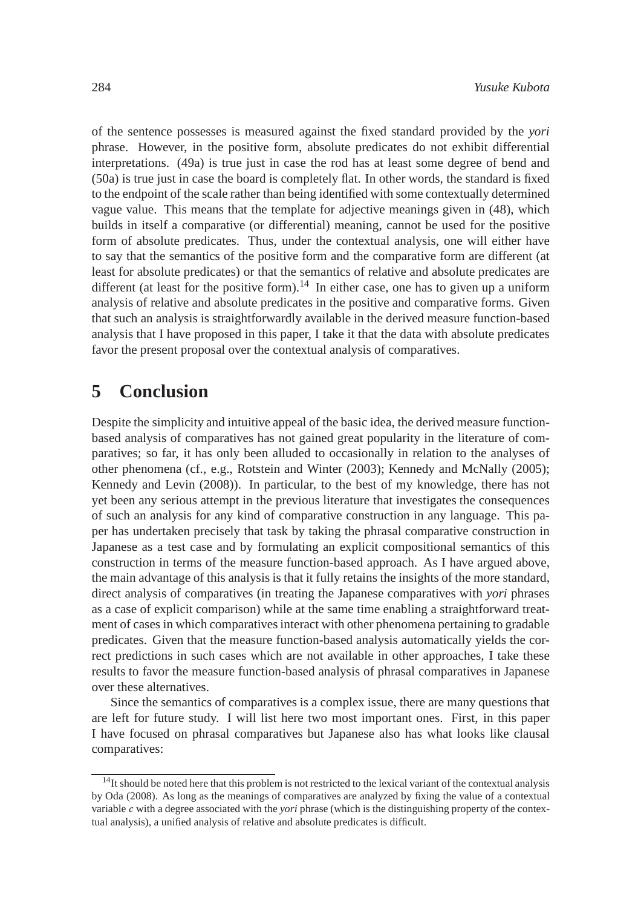of the sentence possesses is measured against the fixed standard provided by the *yori* phrase. However, in the positive form, absolute predicates do not exhibit differential interpretations. (49a) is true just in case the rod has at least some degree of bend and (50a) is true just in case the board is completely flat. In other words, the standard is fixed to the endpoint of the scale rather than being identified with some contextually determined vague value. This means that the template for adjective meanings given in (48), which builds in itself a comparative (or differential) meaning, cannot be used for the positive form of absolute predicates. Thus, under the contextual analysis, one will either have to say that the semantics of the positive form and the comparative form are different (at least for absolute predicates) or that the semantics of relative and absolute predicates are different (at least for the positive form).[14] In either case, one has to given up a uniform analysis of relative and absolute predicates in the positive and comparative forms. Given that such an analysis is straightforwardly available in the derived measure function-based analysis that I have proposed in this paper, I take it that the data with absolute predicates favor the present proposal over the contextual analysis of comparatives.

## 5 Conclusion

Despite the simplicity and intuitive appeal of the basic idea, the derived measure function-based analysis of comparatives has not gained great popularity in the literature of comparatives; so far, it has only been alluded to occasionally in relation to the analyses of other phenomena (cf., e.g., Rotstein and Winter (2003); Kennedy and McNally (2005); Kennedy and Levin (2008)). In particular, to the best of my knowledge, there has not yet been any serious attempt in the previous literature that investigates the consequences of such an analysis for any kind of comparative construction in any language. This paper has undertaken precisely that task by taking the phrasal comparative construction in Japanese as a test case and by formulating an explicit compositional semantics of this construction in terms of the measure function-based approach. As I have argued above, the main advantage of this analysis is that it fully retains the insights of the more standard, direct analysis of comparatives (in treating the Japanese comparatives with *yori* phrases as a case of explicit comparison) while at the same time enabling a straightforward treatment of cases in which comparatives interact with other phenomena pertaining to gradable predicates. Given that the measure function-based analysis automatically yields the correct predictions in such cases which are not available in other approaches, I take these results to favor the measure function-based analysis of phrasal comparatives in Japanese over these alternatives.

Since the semantics of comparatives is a complex issue, there are many questions that are left for future study. I will list here two most important ones. First, in this paper I have focused on phrasal comparatives but Japanese also has what looks like clausal comparatives:

---

[14] It should be noted here that this problem is not restricted to the lexical variant of the contextual analysis by Oda (2008). As long as the meanings of comparatives are analyzed by fixing the value of a contextual variable $c$ with a degree associated with the *yori* phrase (which is the distinguishing property of the contextual analysis), a unified analysis of relative and absolute predicates is difficult.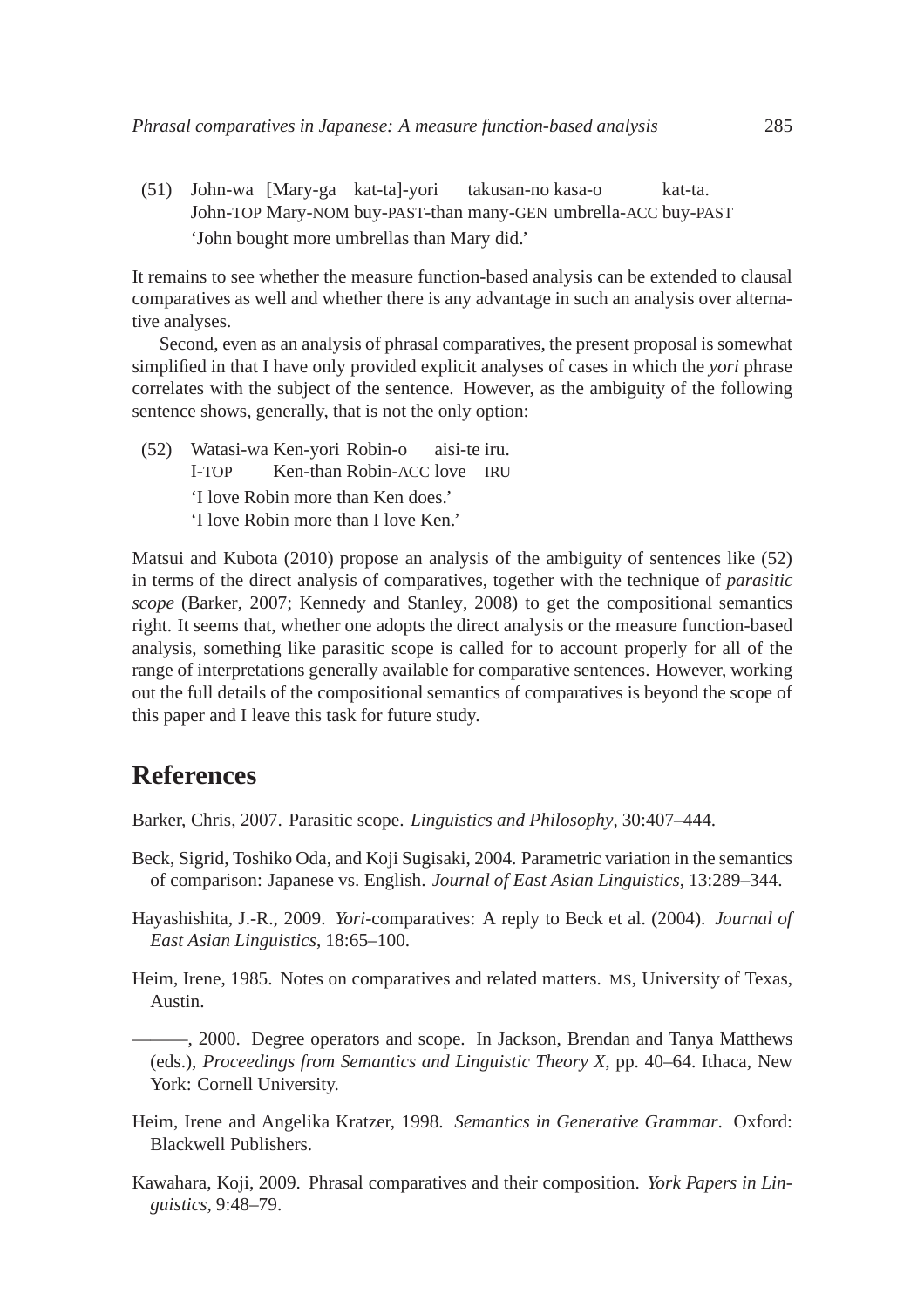(51) John-wa [Mary-ga kat-ta]-yori takusan-no kasa-o kat-ta.
John-TOP Mary-NOM buy-PAST-than many-GEN umbrella-ACC buy-PAST
'John bought more umbrellas than Mary did.'

It remains to see whether the measure function-based analysis can be extended to clausal comparatives as well and whether there is any advantage in such an analysis over alternative analyses.

Second, even as an analysis of phrasal comparatives, the present proposal is somewhat simplified in that I have only provided explicit analyses of cases in which the *yori* phrase correlates with the subject of the sentence. However, as the ambiguity of the following sentence shows, generally, that is not the only option:

(52) Watasi-wa Ken-yori Robin-o aisi-te iru.
I-TOP Ken-than Robin-ACC love IRU
'I love Robin more than Ken does.'
'I love Robin more than I love Ken.'

Matsui and Kubota (2010) propose an analysis of the ambiguity of sentences like (52) in terms of the direct analysis of comparatives, together with the technique of *parasitic scope* (Barker, 2007; Kennedy and Stanley, 2008) to get the compositional semantics right. It seems that, whether one adopts the direct analysis or the measure function-based analysis, something like parasitic scope is called for to account properly for all of the range of interpretations generally available for comparative sentences. However, working out the full details of the compositional semantics of comparatives is beyond the scope of this paper and I leave this task for future study.

## References

Barker, Chris, 2007. Parasitic scope. *Linguistics and Philosophy*, 30:407–444.

Beck, Sigrid, Toshiko Oda, and Koji Sugisaki, 2004. Parametric variation in the semantics of comparison: Japanese vs. English. *Journal of East Asian Linguistics*, 13:289–344.

Hayashishita, J.-R., 2009. *Yori*-comparatives: A reply to Beck et al. (2004). *Journal of East Asian Linguistics*, 18:65–100.

Heim, Irene, 1985. Notes on comparatives and related matters. MS, University of Texas, Austin.

———, 2000. Degree operators and scope. In Jackson, Brendan and Tanya Matthews (eds.), *Proceedings from Semantics and Linguistic Theory X*, pp. 40–64. Ithaca, New York: Cornell University.

Heim, Irene and Angelika Kratzer, 1998. *Semantics in Generative Grammar*. Oxford: Blackwell Publishers.

Kawahara, Koji, 2009. Phrasal comparatives and their composition. *York Papers in Linguistics*, 9:48–79.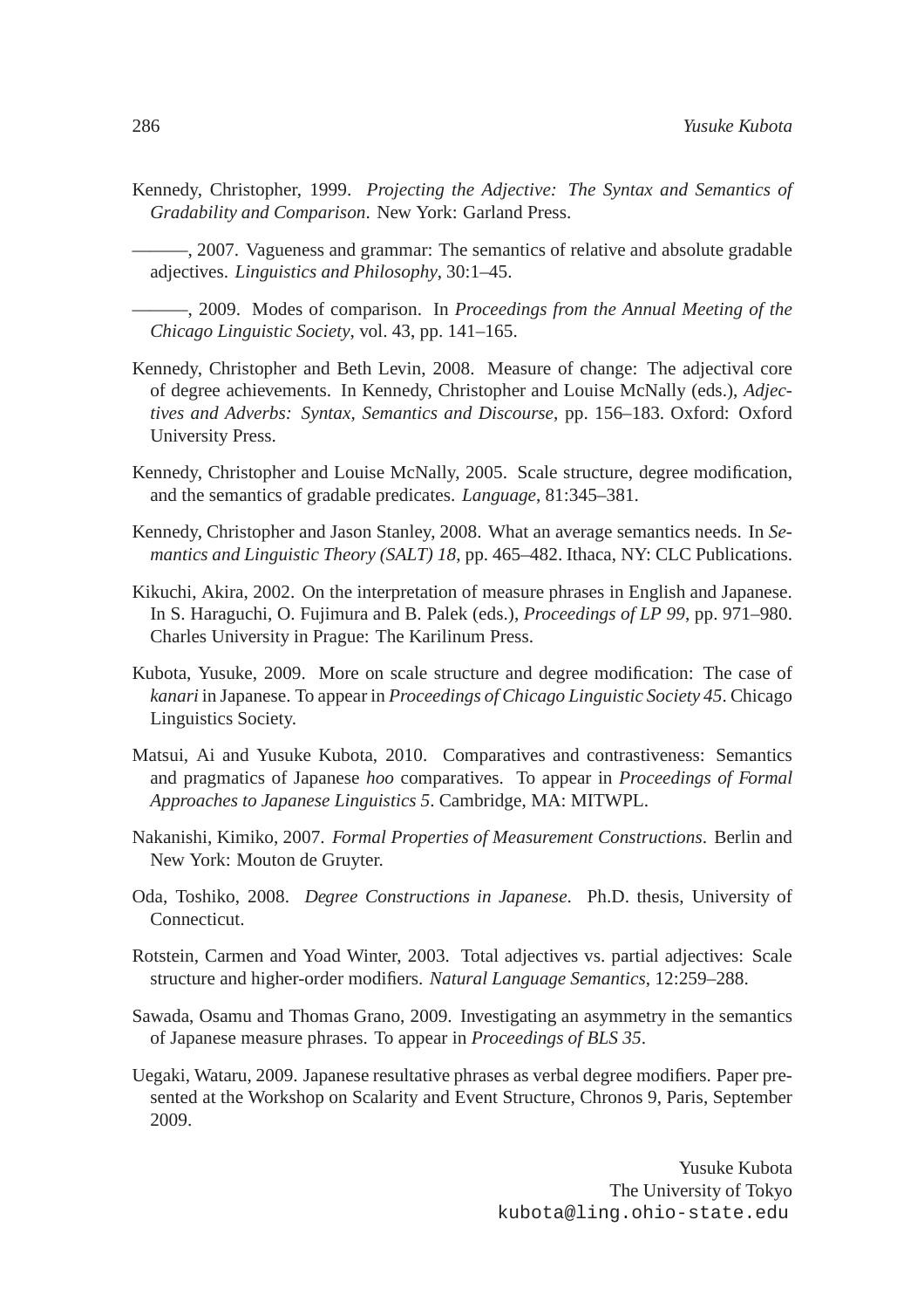Kennedy, Christopher, 1999. *Projecting the Adjective: The Syntax and Semantics of Gradability and Comparison*. New York: Garland Press.

———, 2007. Vagueness and grammar: The semantics of relative and absolute gradable adjectives. *Linguistics and Philosophy*, 30:1–45.

———, 2009. Modes of comparison. In *Proceedings from the Annual Meeting of the Chicago Linguistic Society*, vol. 43, pp. 141–165.

Kennedy, Christopher and Beth Levin, 2008. Measure of change: The adjectival core of degree achievements. In Kennedy, Christopher and Louise McNally (eds.), *Adjectives and Adverbs: Syntax, Semantics and Discourse*, pp. 156–183. Oxford: Oxford University Press.

Kennedy, Christopher and Louise McNally, 2005. Scale structure, degree modification, and the semantics of gradable predicates. *Language*, 81:345–381.

Kennedy, Christopher and Jason Stanley, 2008. What an average semantics needs. In *Semantics and Linguistic Theory (SALT) 18*, pp. 465–482. Ithaca, NY: CLC Publications.

Kikuchi, Akira, 2002. On the interpretation of measure phrases in English and Japanese. In S. Haraguchi, O. Fujimura and B. Palek (eds.), *Proceedings of LP 99*, pp. 971–980. Charles University in Prague: The Karilinum Press.

Kubota, Yusuke, 2009. More on scale structure and degree modification: The case of *kanari* in Japanese. To appear in *Proceedings of Chicago Linguistic Society 45*. Chicago Linguistics Society.

Matsui, Ai and Yusuke Kubota, 2010. Comparatives and contrastiveness: Semantics and pragmatics of Japanese *hoo* comparatives. To appear in *Proceedings of Formal Approaches to Japanese Linguistics 5*. Cambridge, MA: MITWPL.

Nakanishi, Kimiko, 2007. *Formal Properties of Measurement Constructions*. Berlin and New York: Mouton de Gruyter.

Oda, Toshiko, 2008. *Degree Constructions in Japanese*. Ph.D. thesis, University of Connecticut.

Rotstein, Carmen and Yoad Winter, 2003. Total adjectives vs. partial adjectives: Scale structure and higher-order modifiers. *Natural Language Semantics*, 12:259–288.

Sawada, Osamu and Thomas Grano, 2009. Investigating an asymmetry in the semantics of Japanese measure phrases. To appear in *Proceedings of BLS 35*.

Uegaki, Wataru, 2009. Japanese resultative phrases as verbal degree modifiers. Paper presented at the Workshop on Scalarity and Event Structure, Chronos 9, Paris, September 2009.

Yusuke Kubota
The University of Tokyo
`kubota@ling.ohio-state.edu`